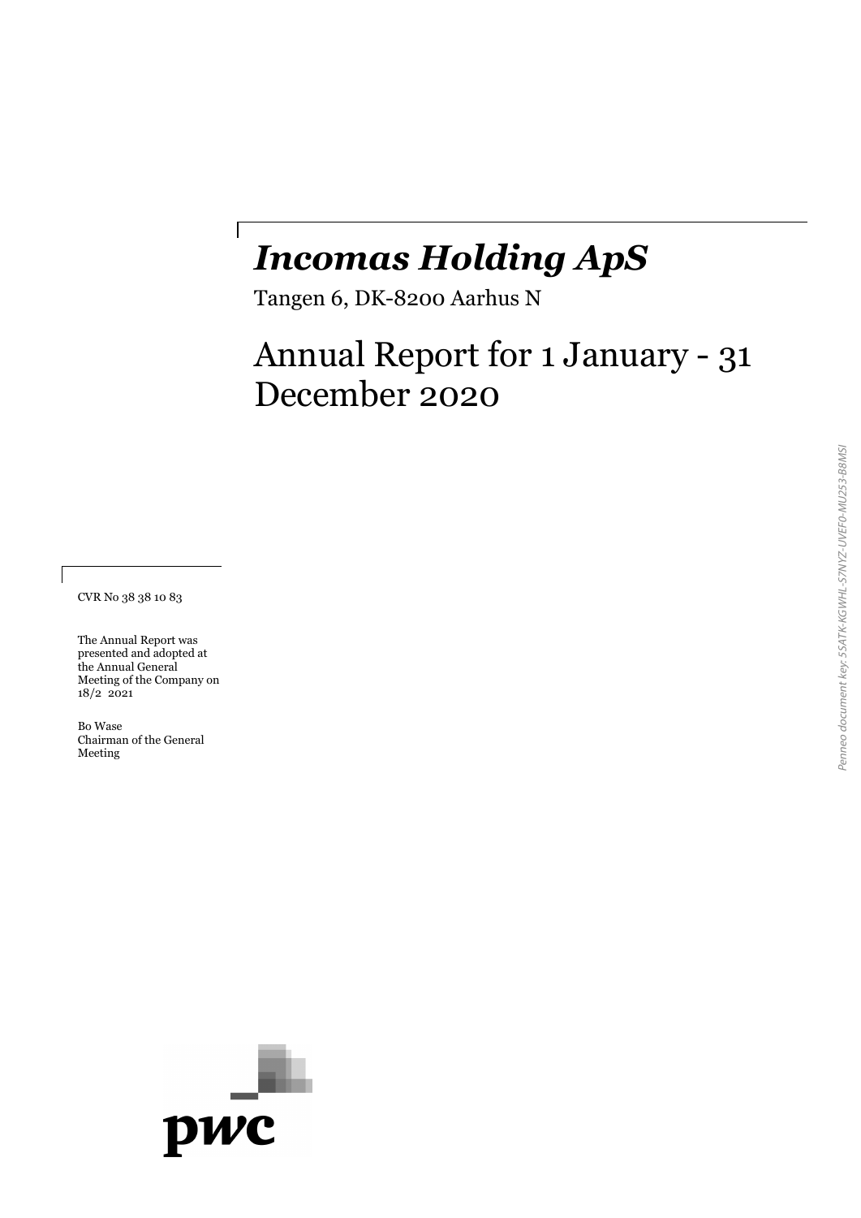# *Incomas Holding ApS*

Tangen 6, DK-8200 Aarhus N

## Annual Report for 1 January - 31 December 2020

CVR No 38 38 10 83

The Annual Report was presented and adopted at the Annual General Meeting of the Company on 18/2 2021

Bo Wase
Chairman of the General Meeting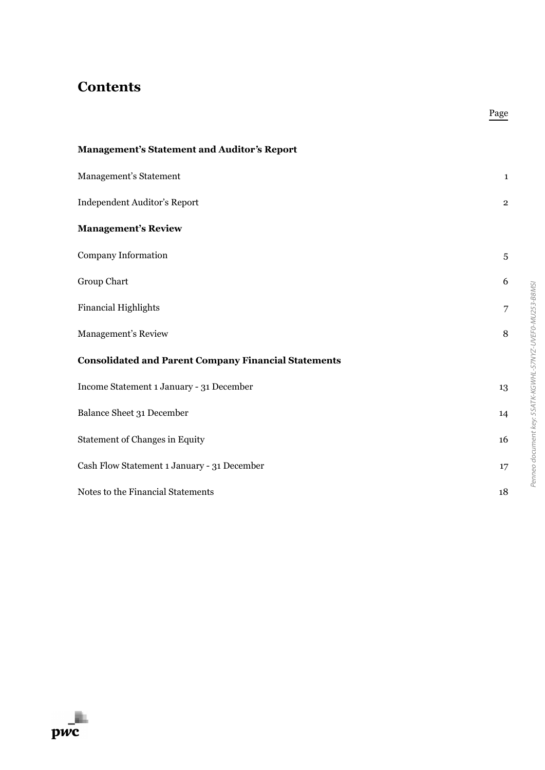# Contents

| | Page |
|---|---|
| **Management's Statement and Auditor's Report** | |
| Management's Statement | 1 |
| Independent Auditor's Report | 2 |
| **Management's Review** | |
| Company Information | 5 |
| Group Chart | 6 |
| Financial Highlights | 7 |
| Management's Review | 8 |
| **Consolidated and Parent Company Financial Statements** | |
| Income Statement 1 January - 31 December | 13 |
| Balance Sheet 31 December | 14 |
| Statement of Changes in Equity | 16 |
| Cash Flow Statement 1 January - 31 December | 17 |
| Notes to the Financial Statements | 18 |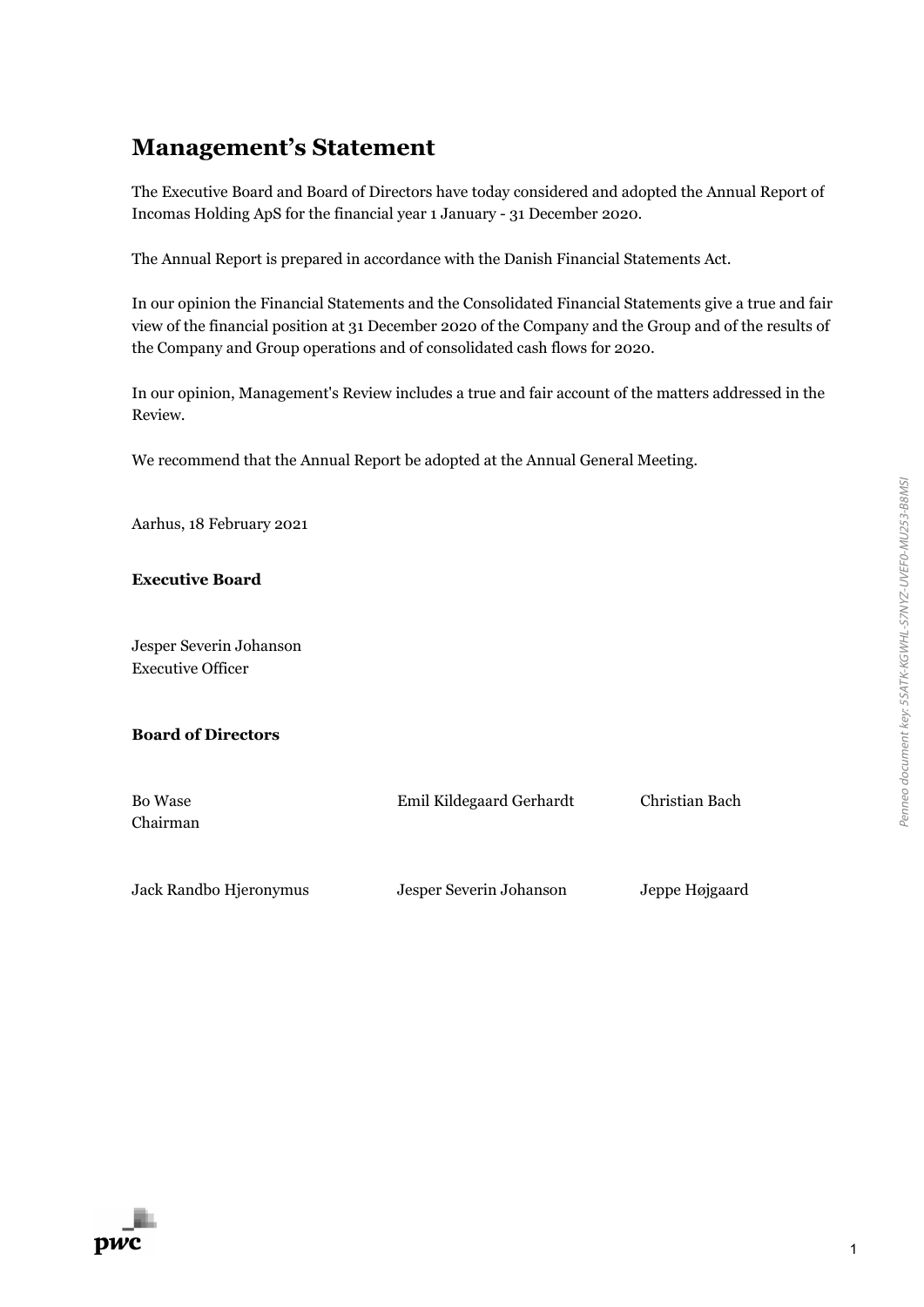# Management's Statement

The Executive Board and Board of Directors have today considered and adopted the Annual Report of Incomas Holding ApS for the financial year 1 January - 31 December 2020.

The Annual Report is prepared in accordance with the Danish Financial Statements Act.

In our opinion the Financial Statements and the Consolidated Financial Statements give a true and fair view of the financial position at 31 December 2020 of the Company and the Group and of the results of the Company and Group operations and of consolidated cash flows for 2020.

In our opinion, Management's Review includes a true and fair account of the matters addressed in the Review.

We recommend that the Annual Report be adopted at the Annual General Meeting.

Aarhus, 18 February 2021

**Executive Board**

Jesper Severin Johanson
Executive Officer

**Board of Directors**

| | | |
|---|---|---|
| Bo Wase<br>Chairman | Emil Kildegaard Gerhardt | Christian Bach |
| Jack Randbo Hjeronymus | Jesper Severin Johanson | Jeppe Højgaard |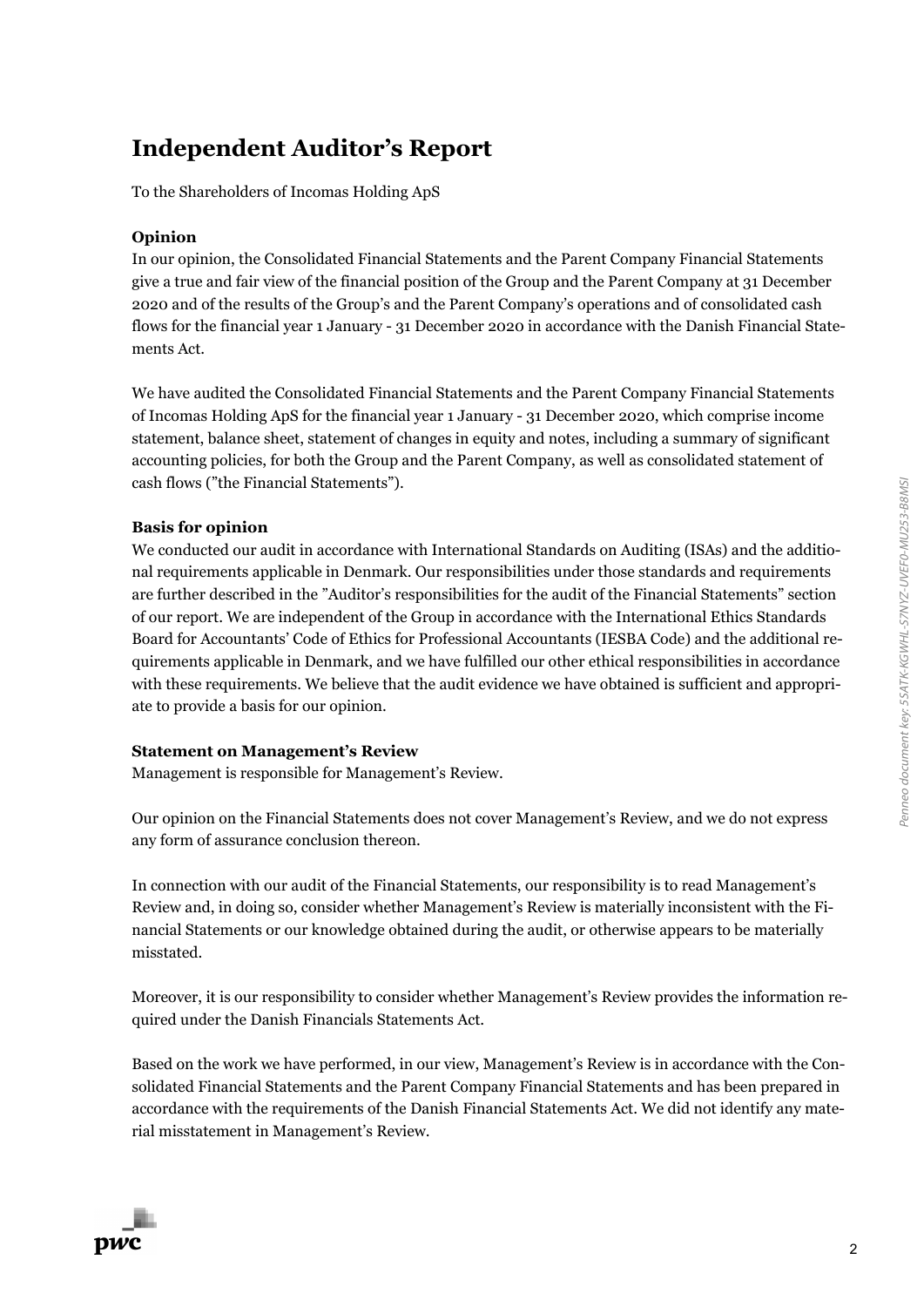# Independent Auditor's Report

To the Shareholders of Incomas Holding ApS

**Opinion**

In our opinion, the Consolidated Financial Statements and the Parent Company Financial Statements give a true and fair view of the financial position of the Group and the Parent Company at 31 December 2020 and of the results of the Group's and the Parent Company's operations and of consolidated cash flows for the financial year 1 January - 31 December 2020 in accordance with the Danish Financial Statements Act.

We have audited the Consolidated Financial Statements and the Parent Company Financial Statements of Incomas Holding ApS for the financial year 1 January - 31 December 2020, which comprise income statement, balance sheet, statement of changes in equity and notes, including a summary of significant accounting policies, for both the Group and the Parent Company, as well as consolidated statement of cash flows ("the Financial Statements").

**Basis for opinion**

We conducted our audit in accordance with International Standards on Auditing (ISAs) and the additional requirements applicable in Denmark. Our responsibilities under those standards and requirements are further described in the "Auditor's responsibilities for the audit of the Financial Statements" section of our report. We are independent of the Group in accordance with the International Ethics Standards Board for Accountants' Code of Ethics for Professional Accountants (IESBA Code) and the additional requirements applicable in Denmark, and we have fulfilled our other ethical responsibilities in accordance with these requirements. We believe that the audit evidence we have obtained is sufficient and appropriate to provide a basis for our opinion.

**Statement on Management's Review**

Management is responsible for Management's Review.

Our opinion on the Financial Statements does not cover Management's Review, and we do not express any form of assurance conclusion thereon.

In connection with our audit of the Financial Statements, our responsibility is to read Management's Review and, in doing so, consider whether Management's Review is materially inconsistent with the Financial Statements or our knowledge obtained during the audit, or otherwise appears to be materially misstated.

Moreover, it is our responsibility to consider whether Management's Review provides the information required under the Danish Financials Statements Act.

Based on the work we have performed, in our view, Management's Review is in accordance with the Consolidated Financial Statements and the Parent Company Financial Statements and has been prepared in accordance with the requirements of the Danish Financial Statements Act. We did not identify any material misstatement in Management's Review.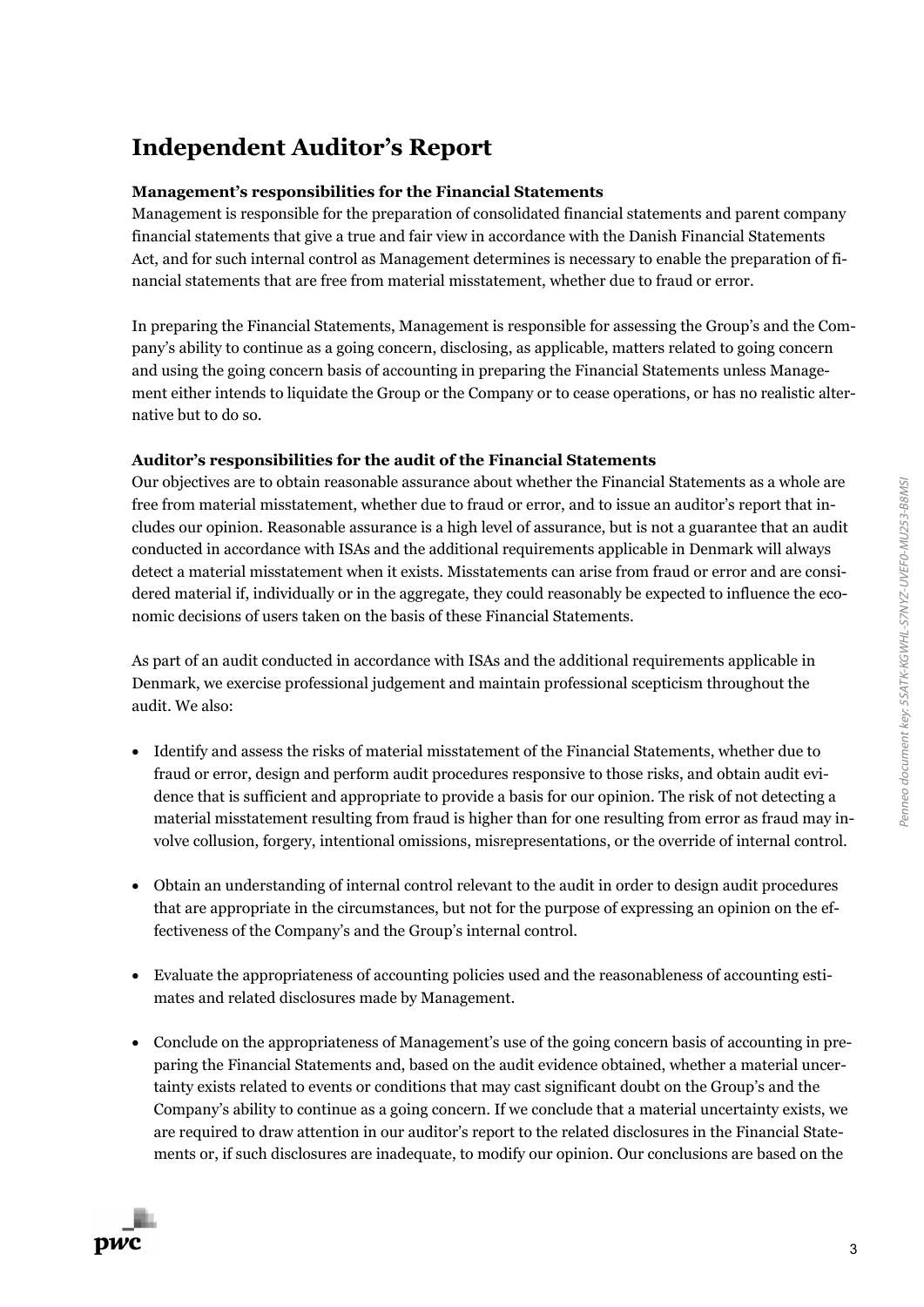# Independent Auditor's Report

**Management's responsibilities for the Financial Statements**

Management is responsible for the preparation of consolidated financial statements and parent company financial statements that give a true and fair view in accordance with the Danish Financial Statements Act, and for such internal control as Management determines is necessary to enable the preparation of financial statements that are free from material misstatement, whether due to fraud or error.

In preparing the Financial Statements, Management is responsible for assessing the Group's and the Company's ability to continue as a going concern, disclosing, as applicable, matters related to going concern and using the going concern basis of accounting in preparing the Financial Statements unless Management either intends to liquidate the Group or the Company or to cease operations, or has no realistic alternative but to do so.

**Auditor's responsibilities for the audit of the Financial Statements**

Our objectives are to obtain reasonable assurance about whether the Financial Statements as a whole are free from material misstatement, whether due to fraud or error, and to issue an auditor's report that includes our opinion. Reasonable assurance is a high level of assurance, but is not a guarantee that an audit conducted in accordance with ISAs and the additional requirements applicable in Denmark will always detect a material misstatement when it exists. Misstatements can arise from fraud or error and are considered material if, individually or in the aggregate, they could reasonably be expected to influence the economic decisions of users taken on the basis of these Financial Statements.

As part of an audit conducted in accordance with ISAs and the additional requirements applicable in Denmark, we exercise professional judgement and maintain professional scepticism throughout the audit. We also:

- Identify and assess the risks of material misstatement of the Financial Statements, whether due to fraud or error, design and perform audit procedures responsive to those risks, and obtain audit evidence that is sufficient and appropriate to provide a basis for our opinion. The risk of not detecting a material misstatement resulting from fraud is higher than for one resulting from error as fraud may involve collusion, forgery, intentional omissions, misrepresentations, or the override of internal control.

- Obtain an understanding of internal control relevant to the audit in order to design audit procedures that are appropriate in the circumstances, but not for the purpose of expressing an opinion on the effectiveness of the Company's and the Group's internal control.

- Evaluate the appropriateness of accounting policies used and the reasonableness of accounting estimates and related disclosures made by Management.

- Conclude on the appropriateness of Management's use of the going concern basis of accounting in preparing the Financial Statements and, based on the audit evidence obtained, whether a material uncertainty exists related to events or conditions that may cast significant doubt on the Group's and the Company's ability to continue as a going concern. If we conclude that a material uncertainty exists, we are required to draw attention in our auditor's report to the related disclosures in the Financial Statements or, if such disclosures are inadequate, to modify our opinion. Our conclusions are based on the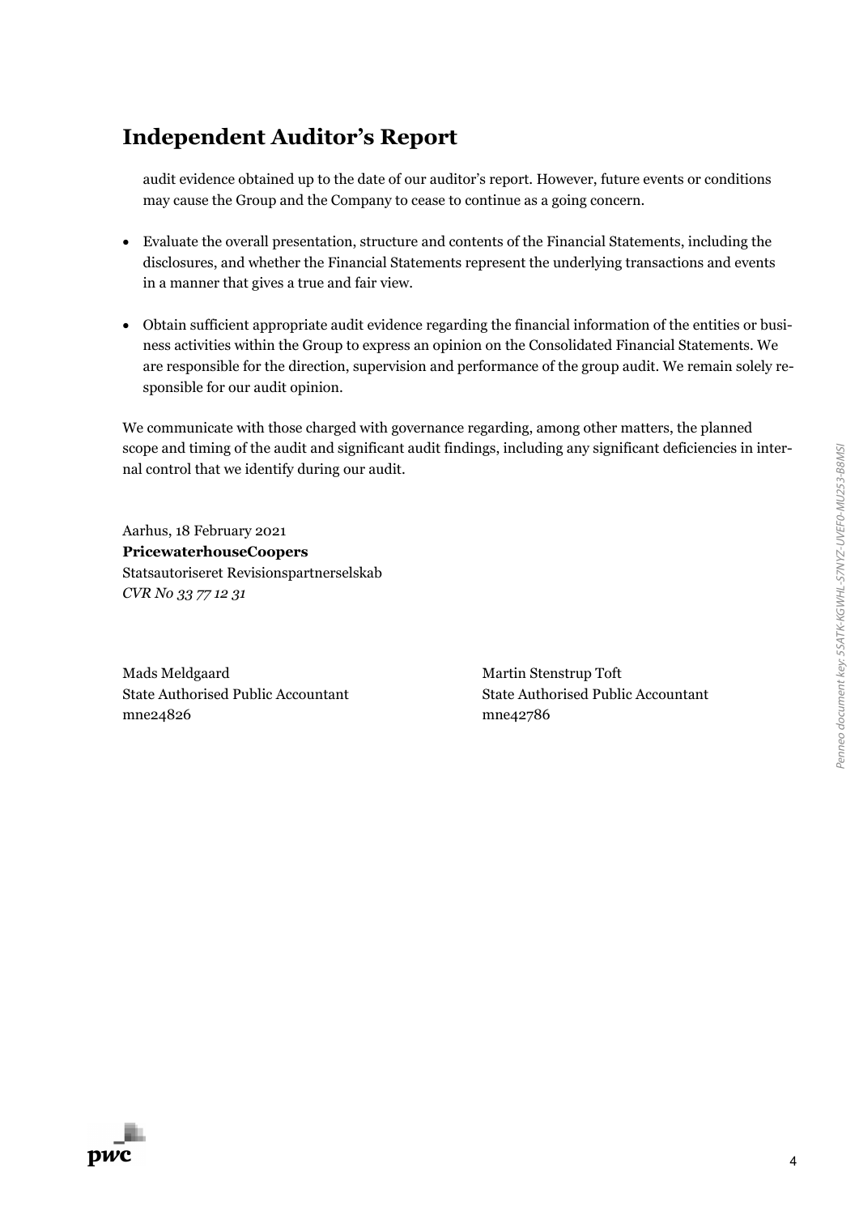# Independent Auditor's Report

audit evidence obtained up to the date of our auditor's report. However, future events or conditions may cause the Group and the Company to cease to continue as a going concern.

- Evaluate the overall presentation, structure and contents of the Financial Statements, including the disclosures, and whether the Financial Statements represent the underlying transactions and events in a manner that gives a true and fair view.

- Obtain sufficient appropriate audit evidence regarding the financial information of the entities or business activities within the Group to express an opinion on the Consolidated Financial Statements. We are responsible for the direction, supervision and performance of the group audit. We remain solely responsible for our audit opinion.

We communicate with those charged with governance regarding, among other matters, the planned scope and timing of the audit and significant audit findings, including any significant deficiencies in internal control that we identify during our audit.

Aarhus, 18 February 2021
**PricewaterhouseCoopers**
Statsautoriseret Revisionspartnerselskab
*CVR No 33 77 12 31*

Mads Meldgaard
State Authorised Public Accountant
mne24826

Martin Stenstrup Toft
State Authorised Public Accountant
mne42786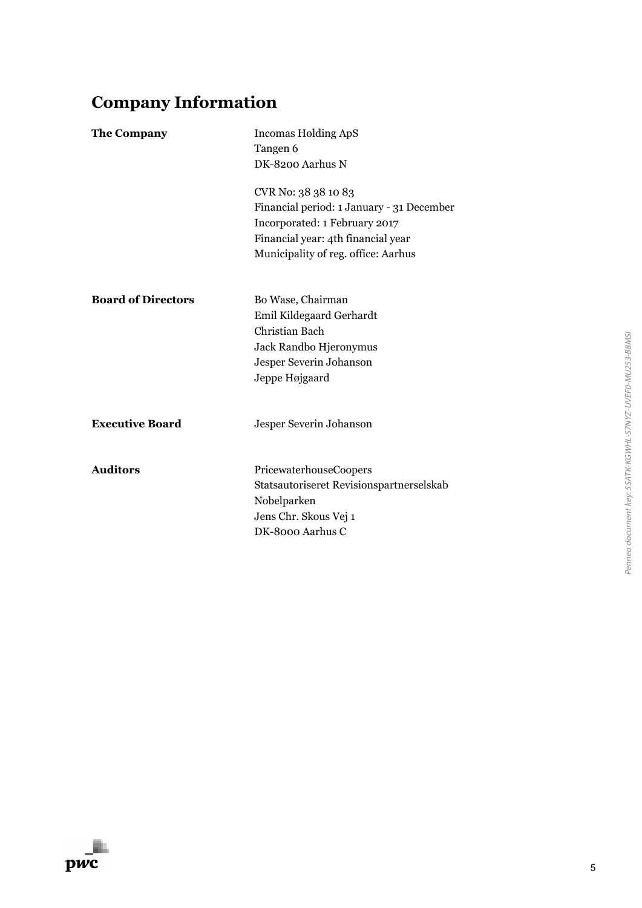# Company Information

| | |
|---|---|
| **The Company** | Incomas Holding ApS<br>Tangen 6<br>DK-8200 Aarhus N<br><br>CVR No: 38 38 10 83<br>Financial period: 1 January - 31 December<br>Incorporated: 1 February 2017<br>Financial year: 4th financial year<br>Municipality of reg. office: Aarhus |
| **Board of Directors** | Bo Wase, Chairman<br>Emil Kildegaard Gerhardt<br>Christian Bach<br>Jack Randbo Hjeronymus<br>Jesper Severin Johanson<br>Jeppe Højgaard |
| **Executive Board** | Jesper Severin Johanson |
| **Auditors** | PricewaterhouseCoopers<br>Statsautoriseret Revisionspartnerselskab<br>Nobelparken<br>Jens Chr. Skous Vej 1<br>DK-8000 Aarhus C |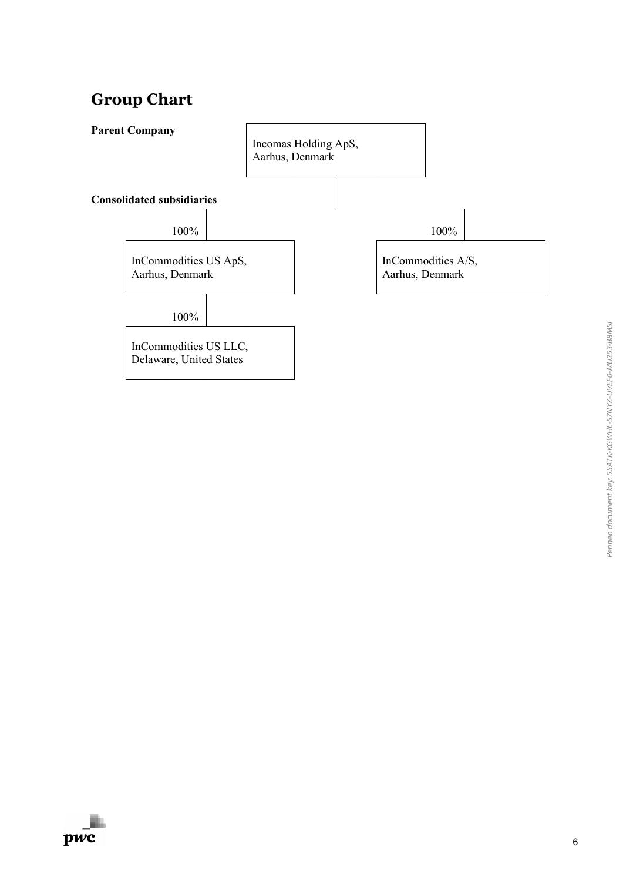# Group Chart

**Parent Company**

Incomas Holding ApS,
Aarhus, Denmark

**Consolidated subsidiaries**

100%

InCommodities US ApS,
Aarhus, Denmark

100%

InCommodities US LLC,
Delaware, United States

100%

InCommodities A/S,
Aarhus, Denmark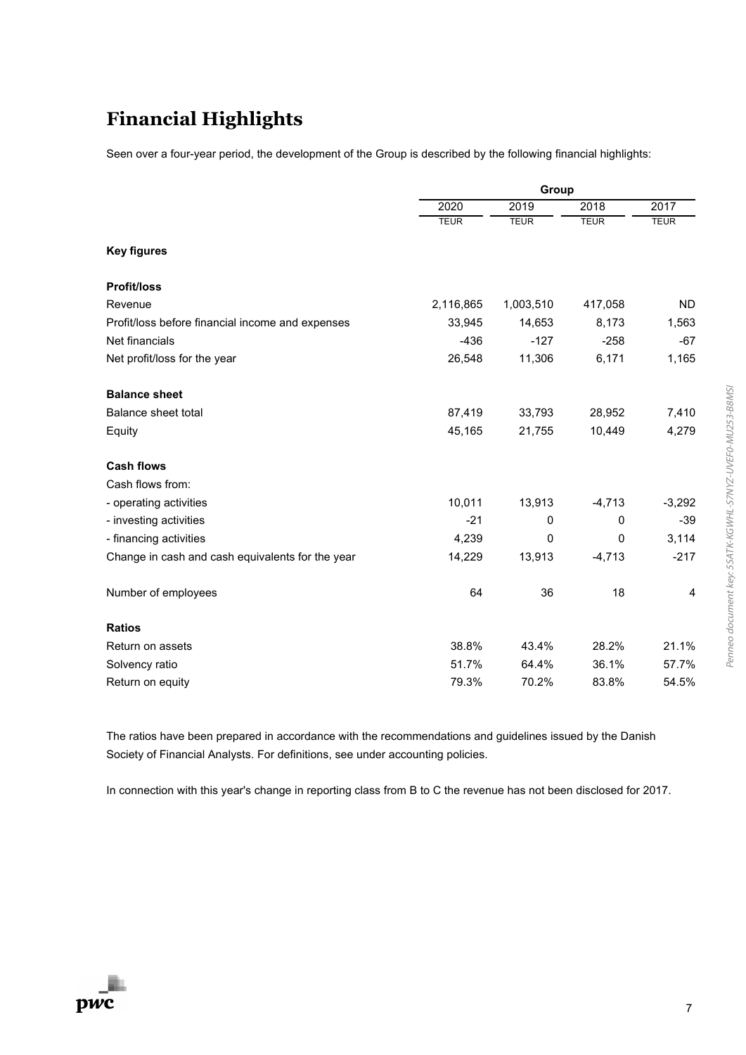# Financial Highlights

Seen over a four-year period, the development of the Group is described by the following financial highlights:

| | Group | | | |
|---|---|---|---|---|
| | 2020 | 2019 | 2018 | 2017 |
| | TEUR | TEUR | TEUR | TEUR |
| **Key figures** | | | | |
| **Profit/loss** | | | | |
| Revenue | 2,116,865 | 1,003,510 | 417,058 | ND |
| Profit/loss before financial income and expenses | 33,945 | 14,653 | 8,173 | 1,563 |
| Net financials | -436 | -127 | -258 | -67 |
| Net profit/loss for the year | 26,548 | 11,306 | 6,171 | 1,165 |
| **Balance sheet** | | | | |
| Balance sheet total | 87,419 | 33,793 | 28,952 | 7,410 |
| Equity | 45,165 | 21,755 | 10,449 | 4,279 |
| **Cash flows** | | | | |
| Cash flows from: | | | | |
| - operating activities | 10,011 | 13,913 | -4,713 | -3,292 |
| - investing activities | -21 | 0 | 0 | -39 |
| - financing activities | 4,239 | 0 | 0 | 3,114 |
| Change in cash and cash equivalents for the year | 14,229 | 13,913 | -4,713 | -217 |
| Number of employees | 64 | 36 | 18 | 4 |
| **Ratios** | | | | |
| Return on assets | 38.8% | 43.4% | 28.2% | 21.1% |
| Solvency ratio | 51.7% | 64.4% | 36.1% | 57.7% |
| Return on equity | 79.3% | 70.2% | 83.8% | 54.5% |

The ratios have been prepared in accordance with the recommendations and guidelines issued by the Danish Society of Financial Analysts. For definitions, see under accounting policies.

In connection with this year's change in reporting class from B to C the revenue has not been disclosed for 2017.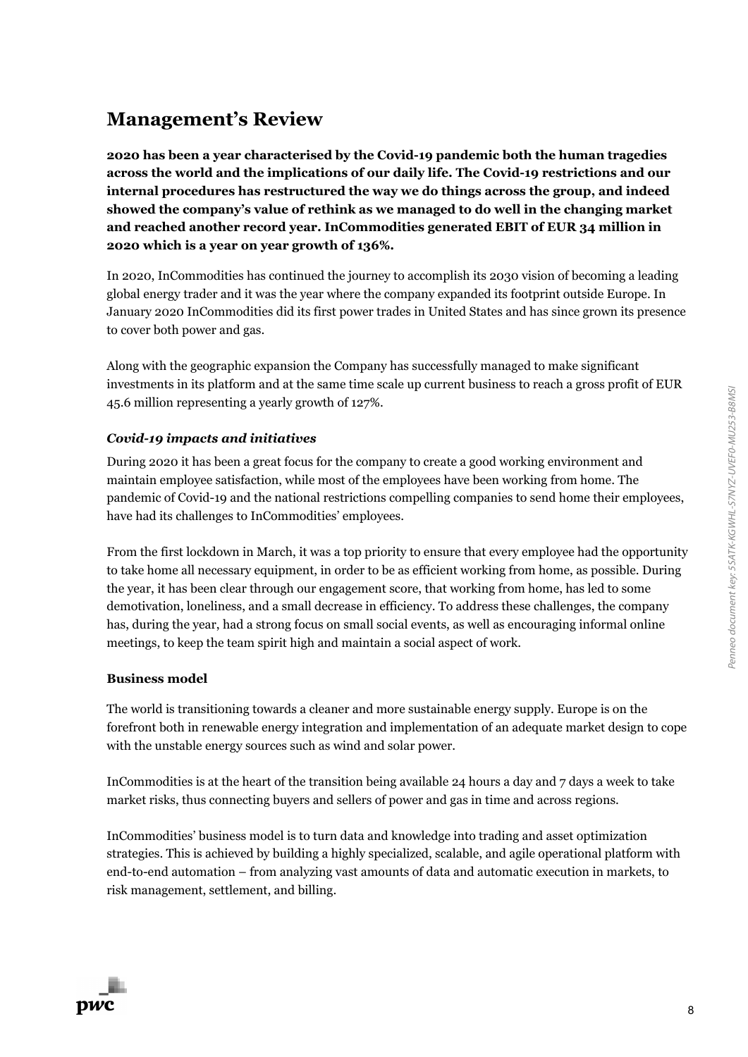## Management's Review

**2020 has been a year characterised by the Covid-19 pandemic both the human tragedies across the world and the implications of our daily life. The Covid-19 restrictions and our internal procedures has restructured the way we do things across the group, and indeed showed the company's value of rethink as we managed to do well in the changing market and reached another record year. InCommodities generated EBIT of EUR 34 million in 2020 which is a year on year growth of 136%.**

In 2020, InCommodities has continued the journey to accomplish its 2030 vision of becoming a leading global energy trader and it was the year where the company expanded its footprint outside Europe. In January 2020 InCommodities did its first power trades in United States and has since grown its presence to cover both power and gas.

Along with the geographic expansion the Company has successfully managed to make significant investments in its platform and at the same time scale up current business to reach a gross profit of EUR 45.6 million representing a yearly growth of 127%.

***Covid-19 impacts and initiatives***

During 2020 it has been a great focus for the company to create a good working environment and maintain employee satisfaction, while most of the employees have been working from home. The pandemic of Covid-19 and the national restrictions compelling companies to send home their employees, have had its challenges to InCommodities' employees.

From the first lockdown in March, it was a top priority to ensure that every employee had the opportunity to take home all necessary equipment, in order to be as efficient working from home, as possible. During the year, it has been clear through our engagement score, that working from home, has led to some demotivation, loneliness, and a small decrease in efficiency. To address these challenges, the company has, during the year, had a strong focus on small social events, as well as encouraging informal online meetings, to keep the team spirit high and maintain a social aspect of work.

**Business model**

The world is transitioning towards a cleaner and more sustainable energy supply. Europe is on the forefront both in renewable energy integration and implementation of an adequate market design to cope with the unstable energy sources such as wind and solar power.

InCommodities is at the heart of the transition being available 24 hours a day and 7 days a week to take market risks, thus connecting buyers and sellers of power and gas in time and across regions.

InCommodities' business model is to turn data and knowledge into trading and asset optimization strategies. This is achieved by building a highly specialized, scalable, and agile operational platform with end-to-end automation – from analyzing vast amounts of data and automatic execution in markets, to risk management, settlement, and billing.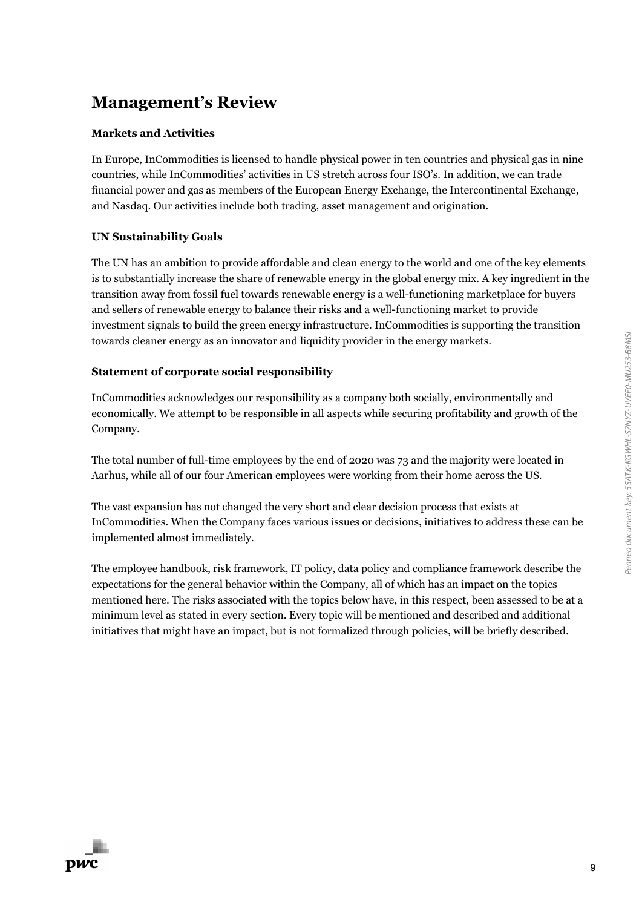# Management's Review

**Markets and Activities**

In Europe, InCommodities is licensed to handle physical power in ten countries and physical gas in nine countries, while InCommodities' activities in US stretch across four ISO's. In addition, we can trade financial power and gas as members of the European Energy Exchange, the Intercontinental Exchange, and Nasdaq. Our activities include both trading, asset management and origination.

**UN Sustainability Goals**

The UN has an ambition to provide affordable and clean energy to the world and one of the key elements is to substantially increase the share of renewable energy in the global energy mix. A key ingredient in the transition away from fossil fuel towards renewable energy is a well-functioning marketplace for buyers and sellers of renewable energy to balance their risks and a well-functioning market to provide investment signals to build the green energy infrastructure. InCommodities is supporting the transition towards cleaner energy as an innovator and liquidity provider in the energy markets.

**Statement of corporate social responsibility**

InCommodities acknowledges our responsibility as a company both socially, environmentally and economically. We attempt to be responsible in all aspects while securing profitability and growth of the Company.

The total number of full-time employees by the end of 2020 was 73 and the majority were located in Aarhus, while all of our four American employees were working from their home across the US.

The vast expansion has not changed the very short and clear decision process that exists at InCommodities. When the Company faces various issues or decisions, initiatives to address these can be implemented almost immediately.

The employee handbook, risk framework, IT policy, data policy and compliance framework describe the expectations for the general behavior within the Company, all of which has an impact on the topics mentioned here. The risks associated with the topics below have, in this respect, been assessed to be at a minimum level as stated in every section. Every topic will be mentioned and described and additional initiatives that might have an impact, but is not formalized through policies, will be briefly described.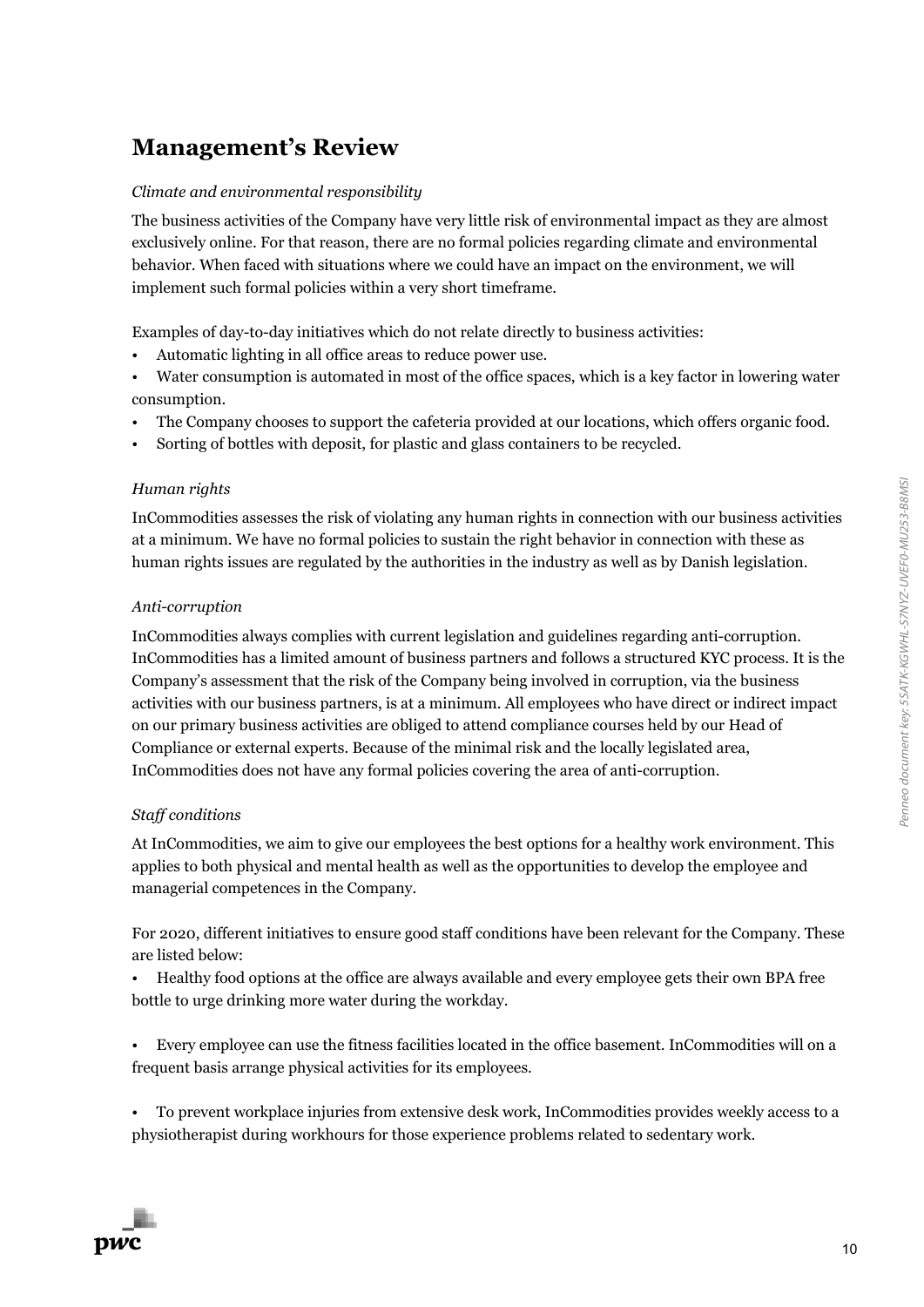# Management's Review

*Climate and environmental responsibility*

The business activities of the Company have very little risk of environmental impact as they are almost exclusively online. For that reason, there are no formal policies regarding climate and environmental behavior. When faced with situations where we could have an impact on the environment, we will implement such formal policies within a very short timeframe.

Examples of day-to-day initiatives which do not relate directly to business activities:

- Automatic lighting in all office areas to reduce power use.
- Water consumption is automated in most of the office spaces, which is a key factor in lowering water consumption.
- The Company chooses to support the cafeteria provided at our locations, which offers organic food.
- Sorting of bottles with deposit, for plastic and glass containers to be recycled.

*Human rights*

InCommodities assesses the risk of violating any human rights in connection with our business activities at a minimum. We have no formal policies to sustain the right behavior in connection with these as human rights issues are regulated by the authorities in the industry as well as by Danish legislation.

*Anti-corruption*

InCommodities always complies with current legislation and guidelines regarding anti-corruption. InCommodities has a limited amount of business partners and follows a structured KYC process. It is the Company's assessment that the risk of the Company being involved in corruption, via the business activities with our business partners, is at a minimum. All employees who have direct or indirect impact on our primary business activities are obliged to attend compliance courses held by our Head of Compliance or external experts. Because of the minimal risk and the locally legislated area, InCommodities does not have any formal policies covering the area of anti-corruption.

*Staff conditions*

At InCommodities, we aim to give our employees the best options for a healthy work environment. This applies to both physical and mental health as well as the opportunities to develop the employee and managerial competences in the Company.

For 2020, different initiatives to ensure good staff conditions have been relevant for the Company. These are listed below:

- Healthy food options at the office are always available and every employee gets their own BPA free bottle to urge drinking more water during the workday.

- Every employee can use the fitness facilities located in the office basement. InCommodities will on a frequent basis arrange physical activities for its employees.

- To prevent workplace injuries from extensive desk work, InCommodities provides weekly access to a physiotherapist during workhours for those experience problems related to sedentary work.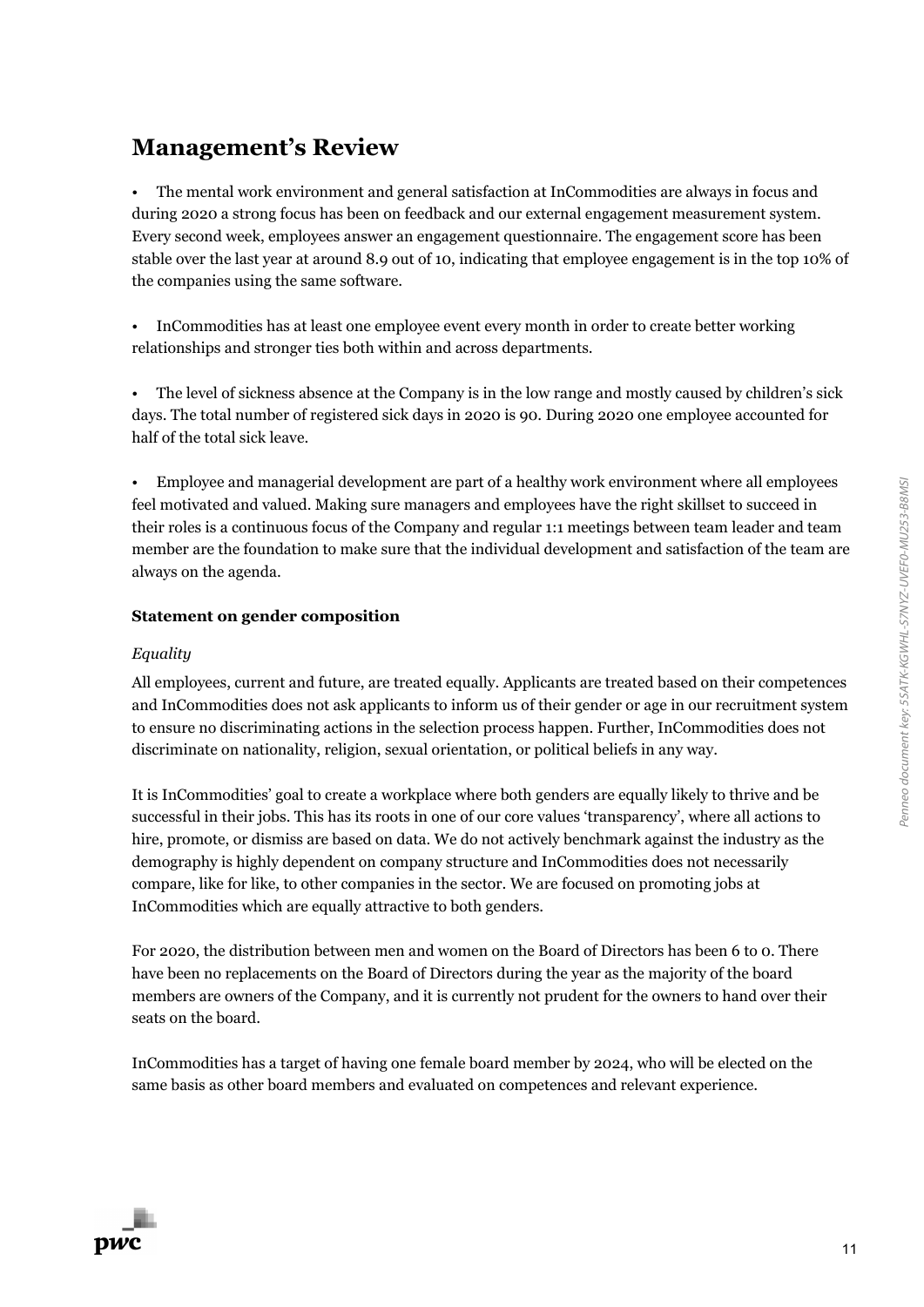# Management's Review

- The mental work environment and general satisfaction at InCommodities are always in focus and during 2020 a strong focus has been on feedback and our external engagement measurement system. Every second week, employees answer an engagement questionnaire. The engagement score has been stable over the last year at around 8.9 out of 10, indicating that employee engagement is in the top 10% of the companies using the same software.

- InCommodities has at least one employee event every month in order to create better working relationships and stronger ties both within and across departments.

- The level of sickness absence at the Company is in the low range and mostly caused by children's sick days. The total number of registered sick days in 2020 is 90. During 2020 one employee accounted for half of the total sick leave.

- Employee and managerial development are part of a healthy work environment where all employees feel motivated and valued. Making sure managers and employees have the right skillset to succeed in their roles is a continuous focus of the Company and regular 1:1 meetings between team leader and team member are the foundation to make sure that the individual development and satisfaction of the team are always on the agenda.

**Statement on gender composition**

*Equality*

All employees, current and future, are treated equally. Applicants are treated based on their competences and InCommodities does not ask applicants to inform us of their gender or age in our recruitment system to ensure no discriminating actions in the selection process happen. Further, InCommodities does not discriminate on nationality, religion, sexual orientation, or political beliefs in any way.

It is InCommodities' goal to create a workplace where both genders are equally likely to thrive and be successful in their jobs. This has its roots in one of our core values 'transparency', where all actions to hire, promote, or dismiss are based on data. We do not actively benchmark against the industry as the demography is highly dependent on company structure and InCommodities does not necessarily compare, like for like, to other companies in the sector. We are focused on promoting jobs at InCommodities which are equally attractive to both genders.

For 2020, the distribution between men and women on the Board of Directors has been 6 to 0. There have been no replacements on the Board of Directors during the year as the majority of the board members are owners of the Company, and it is currently not prudent for the owners to hand over their seats on the board.

InCommodities has a target of having one female board member by 2024, who will be elected on the same basis as other board members and evaluated on competences and relevant experience.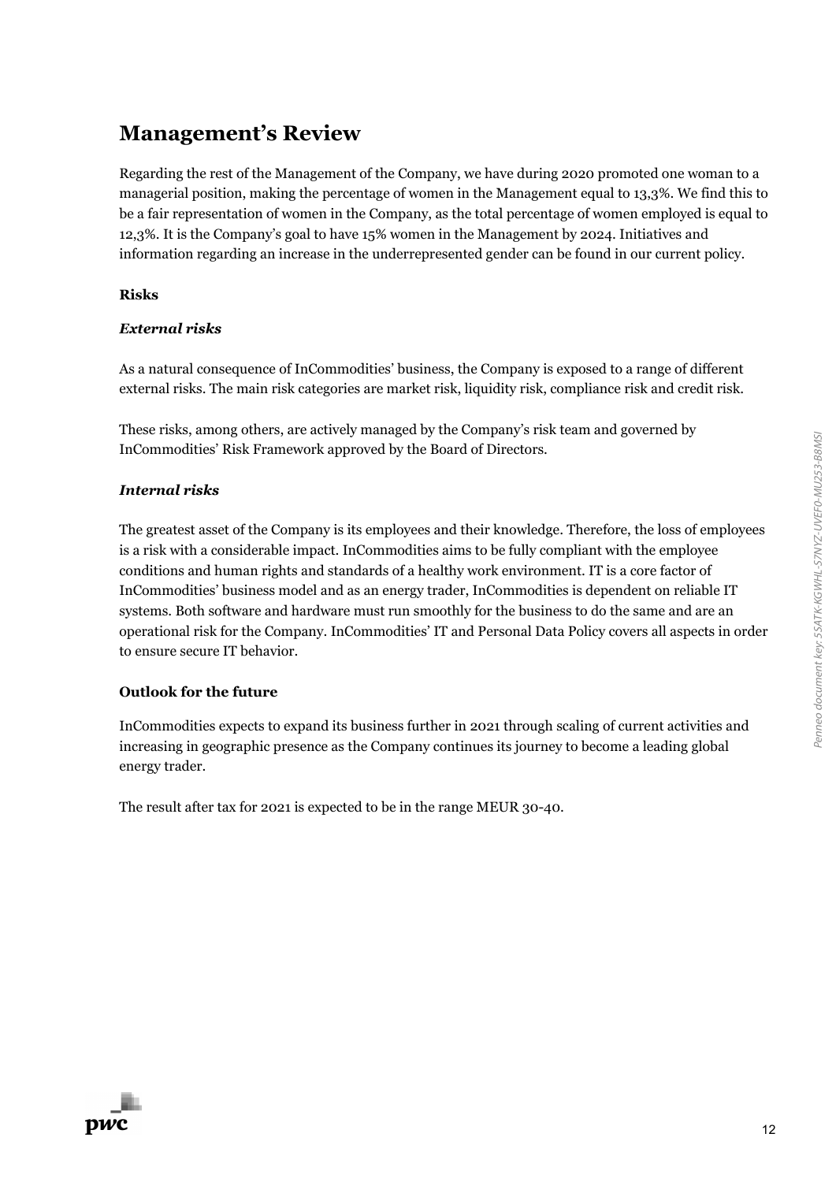# Management's Review

Regarding the rest of the Management of the Company, we have during 2020 promoted one woman to a managerial position, making the percentage of women in the Management equal to 13,3%. We find this to be a fair representation of women in the Company, as the total percentage of women employed is equal to 12,3%. It is the Company's goal to have 15% women in the Management by 2024. Initiatives and information regarding an increase in the underrepresented gender can be found in our current policy.

**Risks**

***External risks***

As a natural consequence of InCommodities' business, the Company is exposed to a range of different external risks. The main risk categories are market risk, liquidity risk, compliance risk and credit risk.

These risks, among others, are actively managed by the Company's risk team and governed by InCommodities' Risk Framework approved by the Board of Directors.

***Internal risks***

The greatest asset of the Company is its employees and their knowledge. Therefore, the loss of employees is a risk with a considerable impact. InCommodities aims to be fully compliant with the employee conditions and human rights and standards of a healthy work environment. IT is a core factor of InCommodities' business model and as an energy trader, InCommodities is dependent on reliable IT systems. Both software and hardware must run smoothly for the business to do the same and are an operational risk for the Company. InCommodities' IT and Personal Data Policy covers all aspects in order to ensure secure IT behavior.

**Outlook for the future**

InCommodities expects to expand its business further in 2021 through scaling of current activities and increasing in geographic presence as the Company continues its journey to become a leading global energy trader.

The result after tax for 2021 is expected to be in the range MEUR 30-40.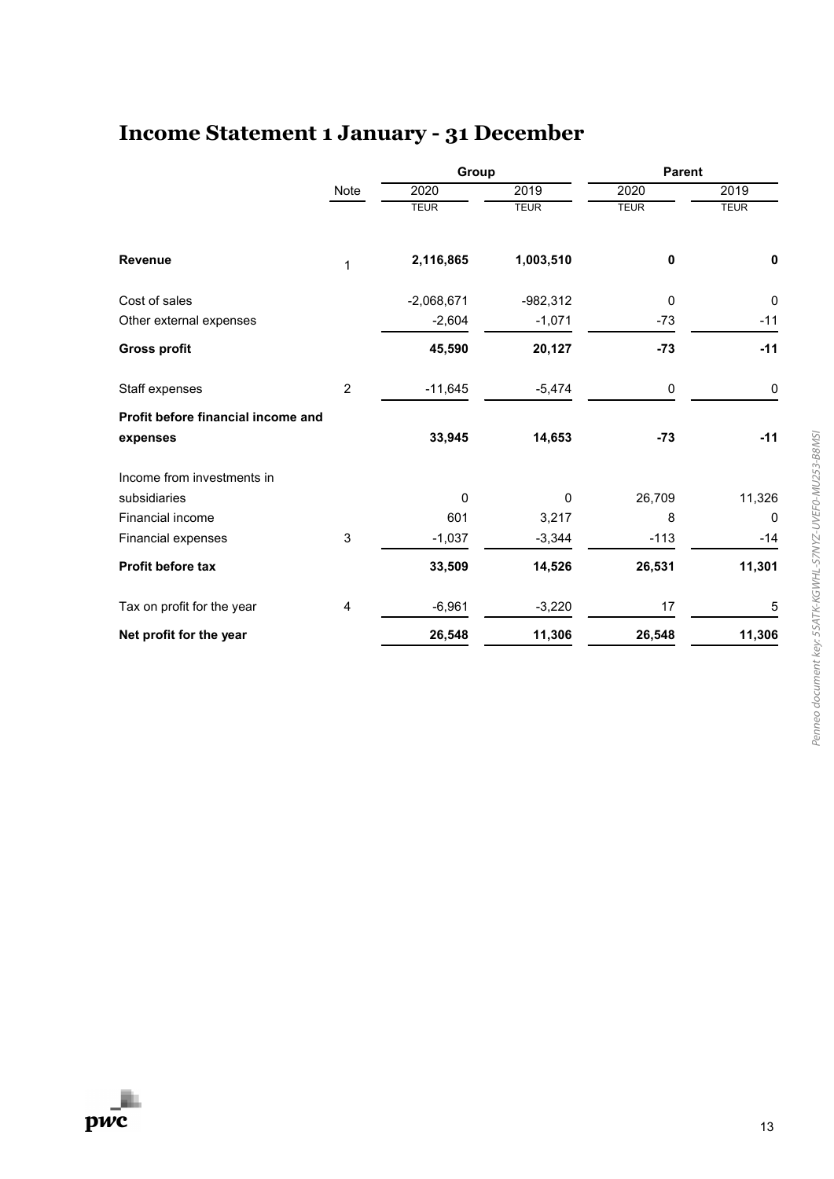# Income Statement 1 January - 31 December

| | Note | Group | | Parent | |
|---|---|---|---|---|---|
| | | 2020 | 2019 | 2020 | 2019 |
| | | TEUR | TEUR | TEUR | TEUR |
| **Revenue** | 1 | **2,116,865** | **1,003,510** | **0** | **0** |
| Cost of sales | | -2,068,671 | -982,312 | 0 | 0 |
| Other external expenses | | -2,604 | -1,071 | -73 | -11 |
| **Gross profit** | | **45,590** | **20,127** | **-73** | **-11** |
| Staff expenses | 2 | -11,645 | -5,474 | 0 | 0 |
| **Profit before financial income and expenses** | | **33,945** | **14,653** | **-73** | **-11** |
| Income from investments in subsidiaries | | 0 | 0 | 26,709 | 11,326 |
| Financial income | | 601 | 3,217 | 8 | 0 |
| Financial expenses | 3 | -1,037 | -3,344 | -113 | -14 |
| **Profit before tax** | | **33,509** | **14,526** | **26,531** | **11,301** |
| Tax on profit for the year | 4 | -6,961 | -3,220 | 17 | 5 |
| **Net profit for the year** | | **26,548** | **11,306** | **26,548** | **11,306** |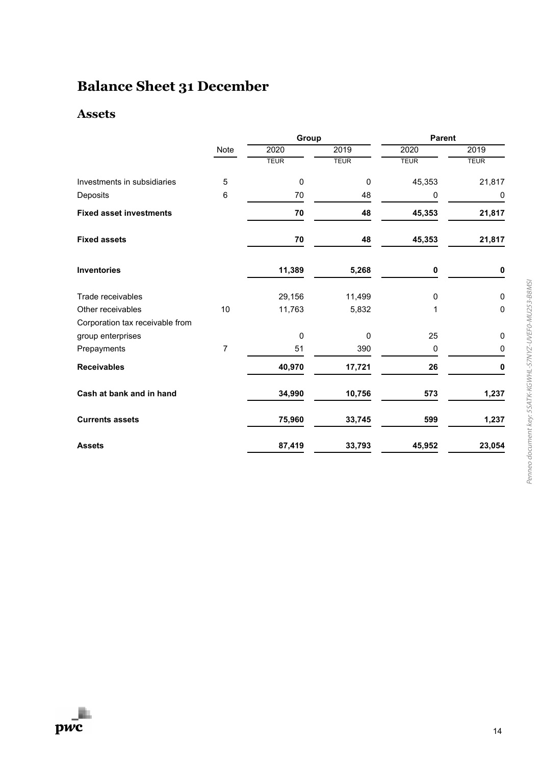# Balance Sheet 31 December

## Assets

| | | Group | | Parent | |
|---|---|---|---|---|---|
| | Note | 2020 | 2019 | 2020 | 2019 |
| | | TEUR | TEUR | TEUR | TEUR |
| Investments in subsidiaries | 5 | 0 | 0 | 45,353 | 21,817 |
| Deposits | 6 | 70 | 48 | 0 | 0 |
| **Fixed asset investments** | | **70** | **48** | **45,353** | **21,817** |
| **Fixed assets** | | **70** | **48** | **45,353** | **21,817** |
| **Inventories** | | **11,389** | **5,268** | **0** | **0** |
| Trade receivables | | 29,156 | 11,499 | 0 | 0 |
| Other receivables | 10 | 11,763 | 5,832 | 1 | 0 |
| Corporation tax receivable from group enterprises | | 0 | 0 | 25 | 0 |
| Prepayments | 7 | 51 | 390 | 0 | 0 |
| **Receivables** | | **40,970** | **17,721** | **26** | **0** |
| **Cash at bank and in hand** | | **34,990** | **10,756** | **573** | **1,237** |
| **Currents assets** | | **75,960** | **33,745** | **599** | **1,237** |
| **Assets** | | **87,419** | **33,793** | **45,952** | **23,054** |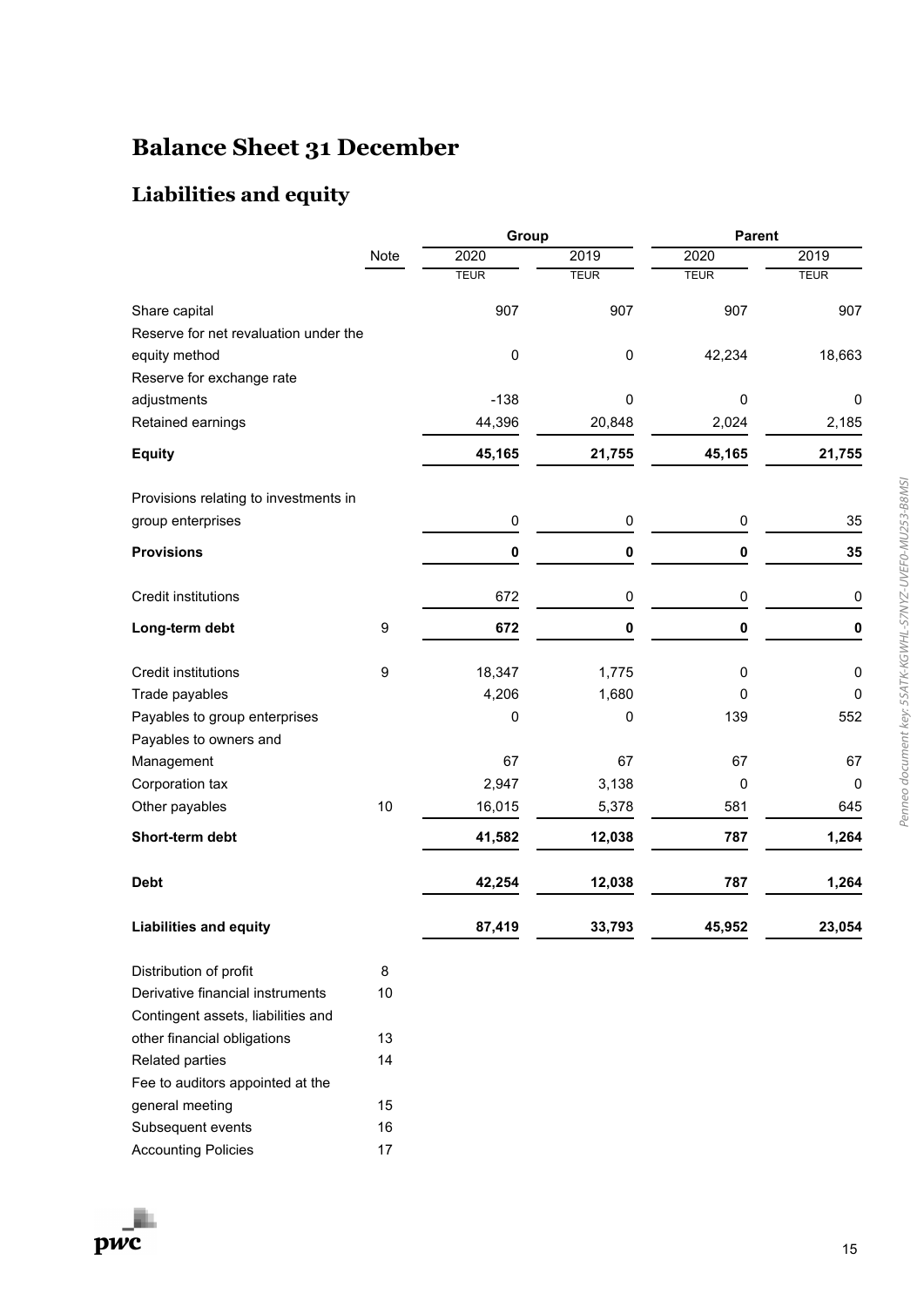# Balance Sheet 31 December

## Liabilities and equity

| | Note | Group | | Parent | |
|---|---|---|---|---|---|
| | | 2020 | 2019 | 2020 | 2019 |
| | | TEUR | TEUR | TEUR | TEUR |
| Share capital | | 907 | 907 | 907 | 907 |
| Reserve for net revaluation under the equity method | | 0 | 0 | 42,234 | 18,663 |
| Reserve for exchange rate adjustments | | -138 | 0 | 0 | 0 |
| Retained earnings | | 44,396 | 20,848 | 2,024 | 2,185 |
| **Equity** | | **45,165** | **21,755** | **45,165** | **21,755** |
| Provisions relating to investments in group enterprises | | 0 | 0 | 0 | 35 |
| **Provisions** | | **0** | **0** | **0** | **35** |
| Credit institutions | | 672 | 0 | 0 | 0 |
| **Long-term debt** | 9 | **672** | **0** | **0** | **0** |
| Credit institutions | 9 | 18,347 | 1,775 | 0 | 0 |
| Trade payables | | 4,206 | 1,680 | 0 | 0 |
| Payables to group enterprises | | 0 | 0 | 139 | 552 |
| Payables to owners and Management | | 67 | 67 | 67 | 67 |
| Corporation tax | | 2,947 | 3,138 | 0 | 0 |
| Other payables | 10 | 16,015 | 5,378 | 581 | 645 |
| **Short-term debt** | | **41,582** | **12,038** | **787** | **1,264** |
| **Debt** | | **42,254** | **12,038** | **787** | **1,264** |
| **Liabilities and equity** | | **87,419** | **33,793** | **45,952** | **23,054** |

| | Note |
|---|---|
| Distribution of profit | 8 |
| Derivative financial instruments | 10 |
| Contingent assets, liabilities and other financial obligations | 13 |
| Related parties | 14 |
| Fee to auditors appointed at the general meeting | 15 |
| Subsequent events | 16 |
| Accounting Policies | 17 |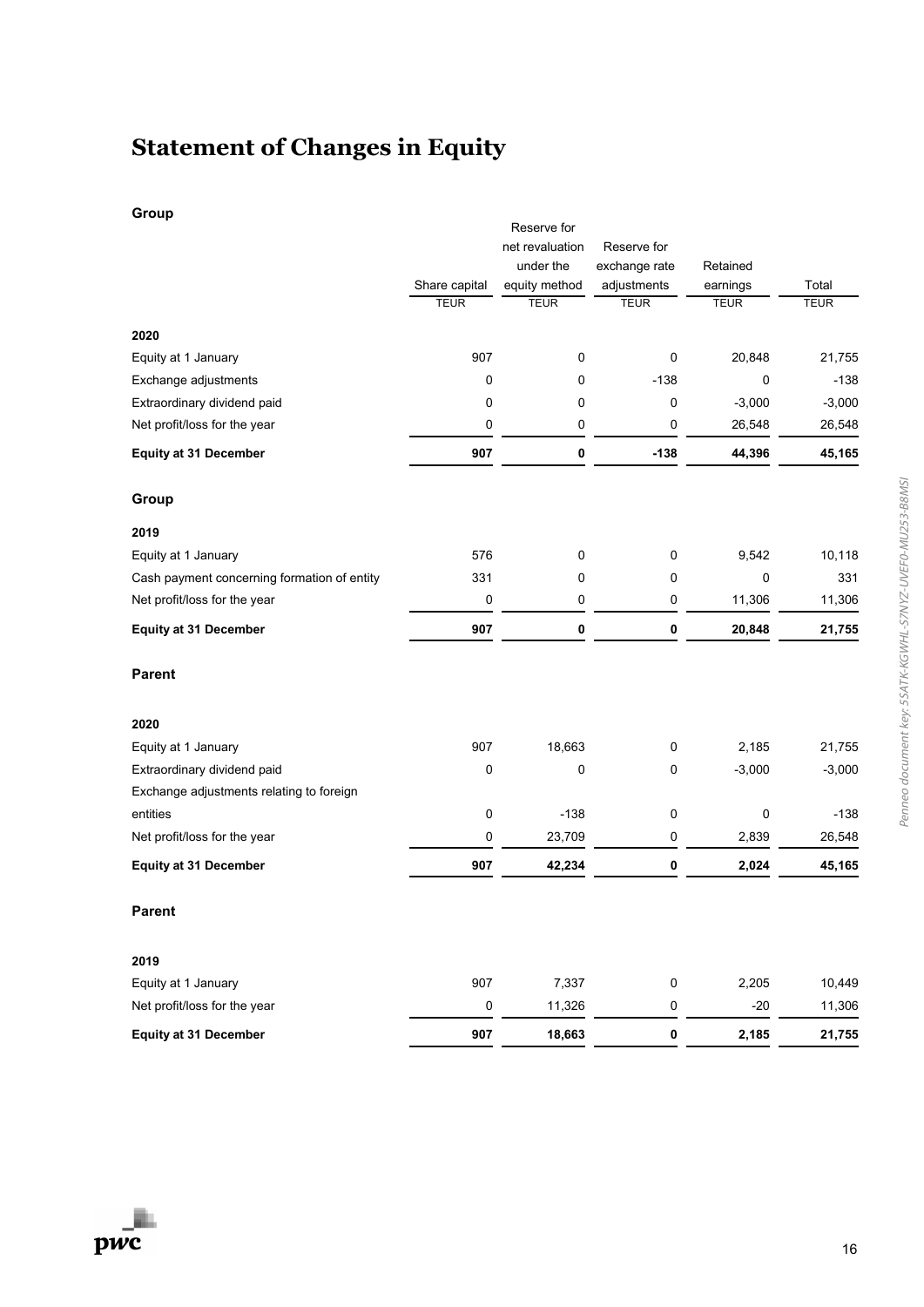# Statement of Changes in Equity

**Group**

| | Share capital | Reserve for net revaluation under the equity method | Reserve for exchange rate adjustments | Retained earnings | Total |
|---|---|---|---|---|---|
| | TEUR | TEUR | TEUR | TEUR | TEUR |
| **2020** | | | | | |
| Equity at 1 January | 907 | 0 | 0 | 20,848 | 21,755 |
| Exchange adjustments | 0 | 0 | -138 | 0 | -138 |
| Extraordinary dividend paid | 0 | 0 | 0 | -3,000 | -3,000 |
| Net profit/loss for the year | 0 | 0 | 0 | 26,548 | 26,548 |
| **Equity at 31 December** | **907** | **0** | **-138** | **44,396** | **45,165** |

**Group**

| | Share capital | Reserve for net revaluation under the equity method | Reserve for exchange rate adjustments | Retained earnings | Total |
|---|---|---|---|---|---|
| **2019** | | | | | |
| Equity at 1 January | 576 | 0 | 0 | 9,542 | 10,118 |
| Cash payment concerning formation of entity | 331 | 0 | 0 | 0 | 331 |
| Net profit/loss for the year | 0 | 0 | 0 | 11,306 | 11,306 |
| **Equity at 31 December** | **907** | **0** | **0** | **20,848** | **21,755** |

**Parent**

| | Share capital | Reserve for net revaluation under the equity method | Reserve for exchange rate adjustments | Retained earnings | Total |
|---|---|---|---|---|---|
| **2020** | | | | | |
| Equity at 1 January | 907 | 18,663 | 0 | 2,185 | 21,755 |
| Extraordinary dividend paid | 0 | 0 | 0 | -3,000 | -3,000 |
| Exchange adjustments relating to foreign entities | 0 | -138 | 0 | 0 | -138 |
| Net profit/loss for the year | 0 | 23,709 | 0 | 2,839 | 26,548 |
| **Equity at 31 December** | **907** | **42,234** | **0** | **2,024** | **45,165** |

**Parent**

| | Share capital | Reserve for net revaluation under the equity method | Reserve for exchange rate adjustments | Retained earnings | Total |
|---|---|---|---|---|---|
| **2019** | | | | | |
| Equity at 1 January | 907 | 7,337 | 0 | 2,205 | 10,449 |
| Net profit/loss for the year | 0 | 11,326 | 0 | -20 | 11,306 |
| **Equity at 31 December** | **907** | **18,663** | **0** | **2,185** | **21,755** |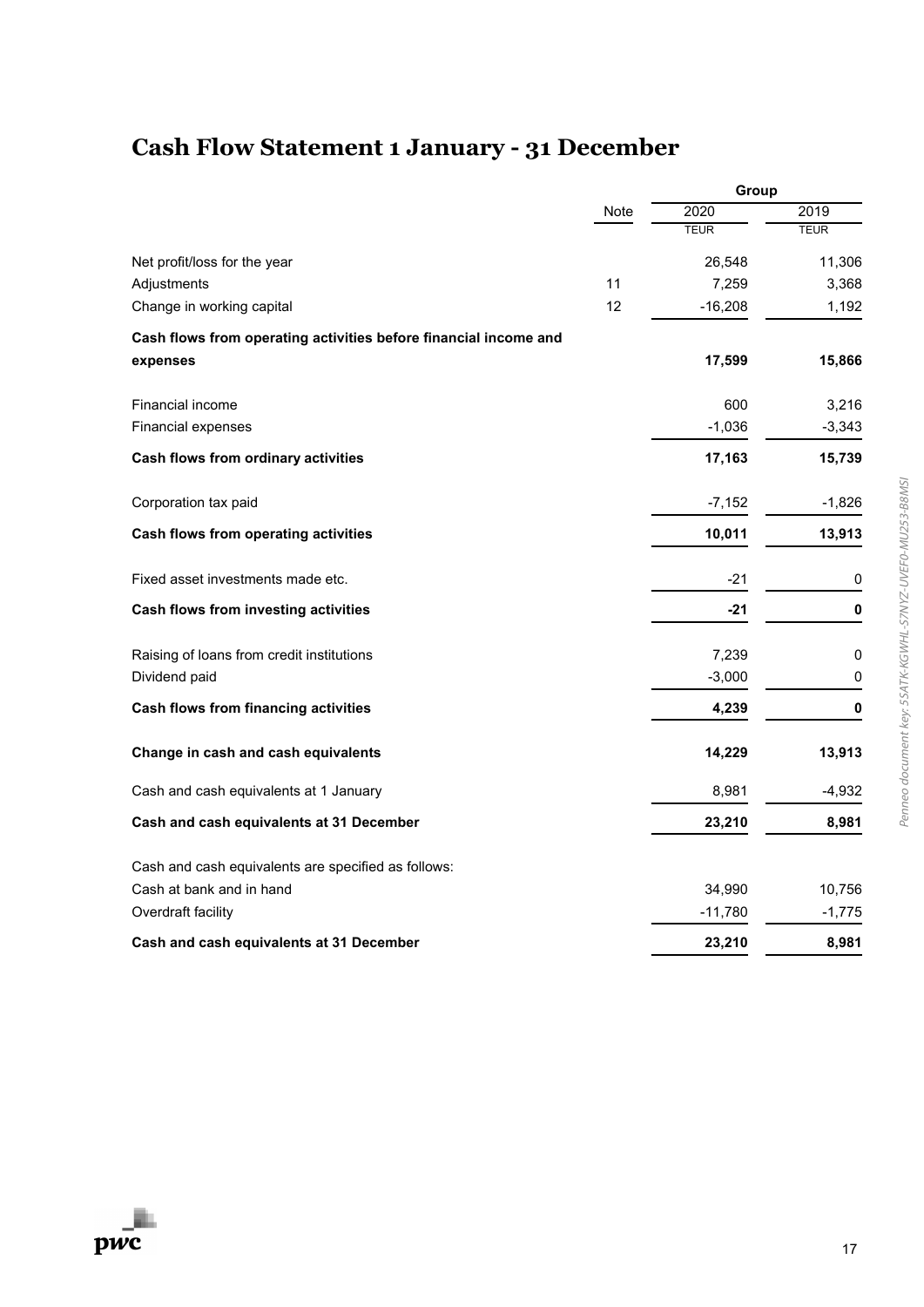# Cash Flow Statement 1 January - 31 December

| | Note | Group | |
|---|---|---|---|
| | | 2020 | 2019 |
| | | TEUR | TEUR |
| Net profit/loss for the year | | 26,548 | 11,306 |
| Adjustments | 11 | 7,259 | 3,368 |
| Change in working capital | 12 | -16,208 | 1,192 |
| **Cash flows from operating activities before financial income and expenses** | | **17,599** | **15,866** |
| Financial income | | 600 | 3,216 |
| Financial expenses | | -1,036 | -3,343 |
| **Cash flows from ordinary activities** | | **17,163** | **15,739** |
| Corporation tax paid | | -7,152 | -1,826 |
| **Cash flows from operating activities** | | **10,011** | **13,913** |
| Fixed asset investments made etc. | | -21 | 0 |
| **Cash flows from investing activities** | | **-21** | **0** |
| Raising of loans from credit institutions | | 7,239 | 0 |
| Dividend paid | | -3,000 | 0 |
| **Cash flows from financing activities** | | **4,239** | **0** |
| **Change in cash and cash equivalents** | | **14,229** | **13,913** |
| Cash and cash equivalents at 1 January | | 8,981 | -4,932 |
| **Cash and cash equivalents at 31 December** | | **23,210** | **8,981** |
| Cash and cash equivalents are specified as follows: | | | |
| Cash at bank and in hand | | 34,990 | 10,756 |
| Overdraft facility | | -11,780 | -1,775 |
| **Cash and cash equivalents at 31 December** | | **23,210** | **8,981** |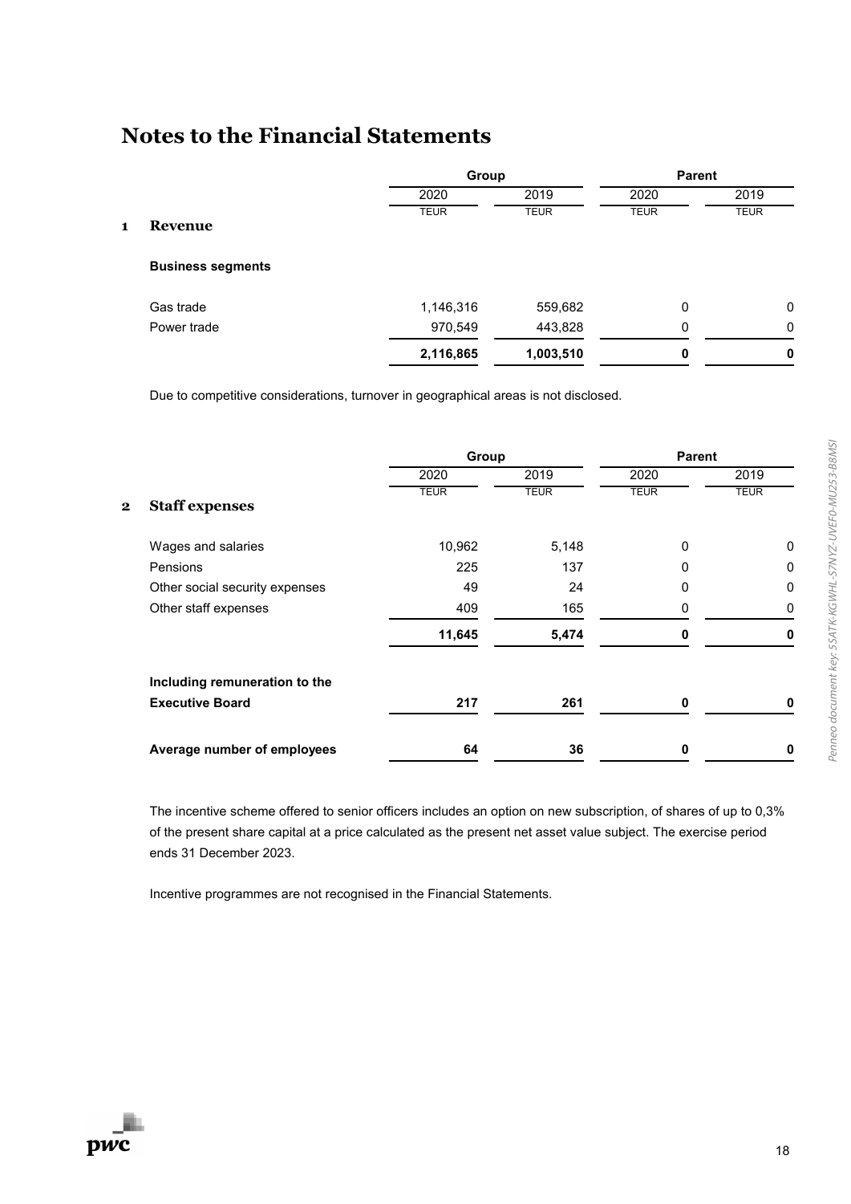# Notes to the Financial Statements

| | | Group | | Parent | |
|---|---|---|---|---|---|
| | | 2020 | 2019 | 2020 | 2019 |
| | | TEUR | TEUR | TEUR | TEUR |
| **1** | **Revenue** | | | | |
| | **Business segments** | | | | |
| | Gas trade | 1,146,316 | 559,682 | 0 | 0 |
| | Power trade | 970,549 | 443,828 | 0 | 0 |
| | | **2,116,865** | **1,003,510** | **0** | **0** |

Due to competitive considerations, turnover in geographical areas is not disclosed.

| | | Group | | Parent | |
|---|---|---|---|---|---|
| | | 2020 | 2019 | 2020 | 2019 |
| | | TEUR | TEUR | TEUR | TEUR |
| **2** | **Staff expenses** | | | | |
| | Wages and salaries | 10,962 | 5,148 | 0 | 0 |
| | Pensions | 225 | 137 | 0 | 0 |
| | Other social security expenses | 49 | 24 | 0 | 0 |
| | Other staff expenses | 409 | 165 | 0 | 0 |
| | | **11,645** | **5,474** | **0** | **0** |
| | **Including remuneration to the Executive Board** | **217** | **261** | **0** | **0** |
| | **Average number of employees** | **64** | **36** | **0** | **0** |

The incentive scheme offered to senior officers includes an option on new subscription, of shares of up to 0,3% of the present share capital at a price calculated as the present net asset value subject. The exercise period ends 31 December 2023.

Incentive programmes are not recognised in the Financial Statements.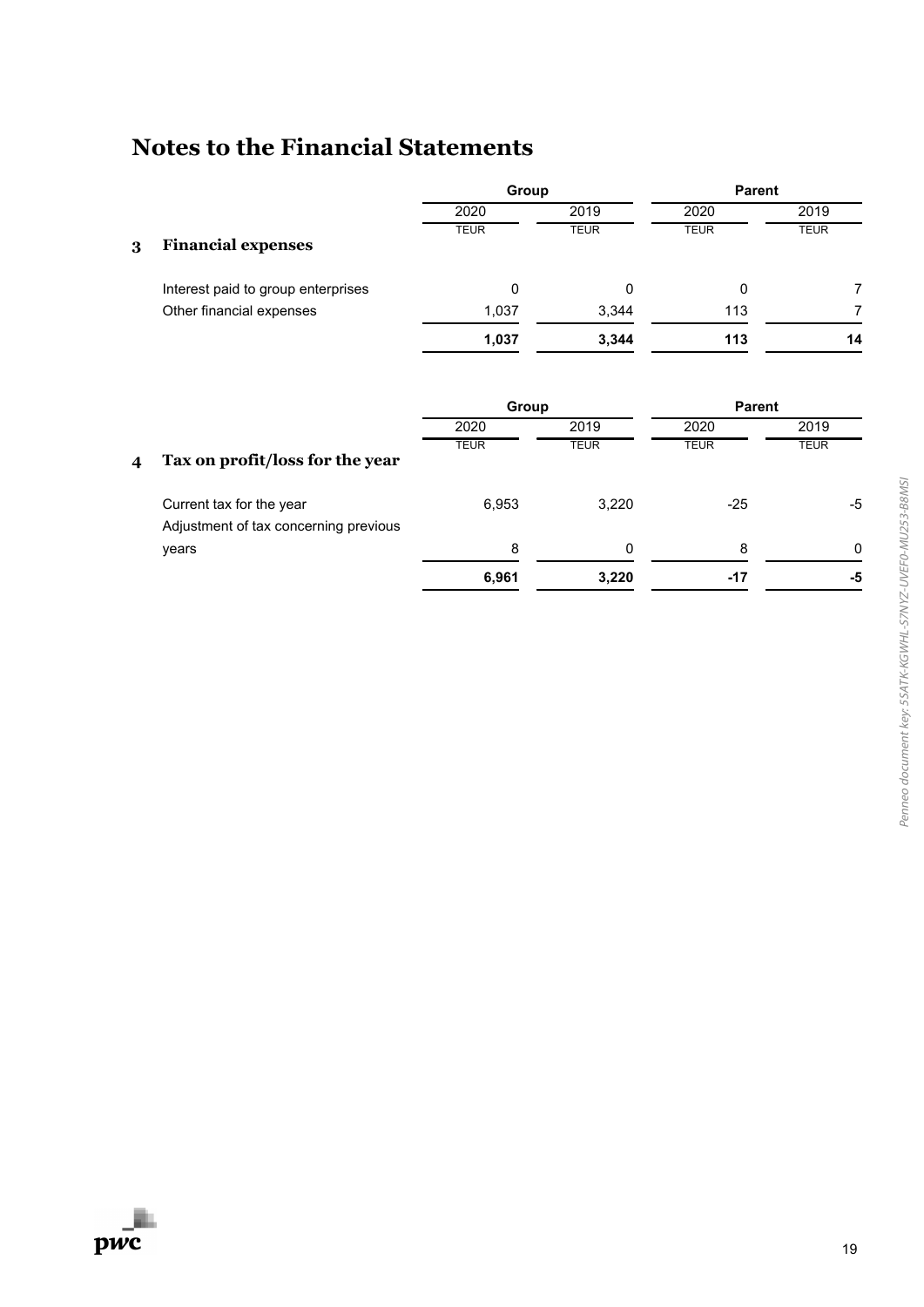# Notes to the Financial Statements

## 3 Financial expenses

| | Group | | Parent | |
|---|---|---|---|---|
| | 2020 | 2019 | 2020 | 2019 |
| | TEUR | TEUR | TEUR | TEUR |
| Interest paid to group enterprises | 0 | 0 | 0 | 7 |
| Other financial expenses | 1,037 | 3,344 | 113 | 7 |
| | **1,037** | **3,344** | **113** | **14** |

## 4 Tax on profit/loss for the year

| | Group | | Parent | |
|---|---|---|---|---|
| | 2020 | 2019 | 2020 | 2019 |
| | TEUR | TEUR | TEUR | TEUR |
| Current tax for the year | 6,953 | 3,220 | -25 | -5 |
| Adjustment of tax concerning previous years | 8 | 0 | 8 | 0 |
| | **6,961** | **3,220** | **-17** | **-5** |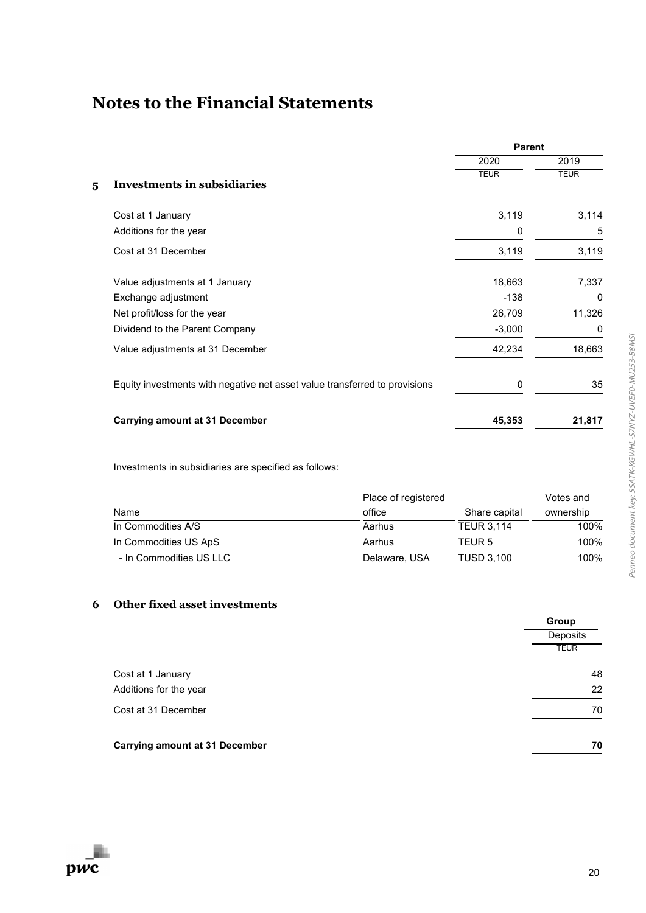# Notes to the Financial Statements

## 5 Investments in subsidiaries

| | Parent | |
|---|---|---|
| | 2020 | 2019 |
| | TEUR | TEUR |
| Cost at 1 January | 3,119 | 3,114 |
| Additions for the year | 0 | 5 |
| Cost at 31 December | 3,119 | 3,119 |
| Value adjustments at 1 January | 18,663 | 7,337 |
| Exchange adjustment | -138 | 0 |
| Net profit/loss for the year | 26,709 | 11,326 |
| Dividend to the Parent Company | -3,000 | 0 |
| Value adjustments at 31 December | 42,234 | 18,663 |
| Equity investments with negative net asset value transferred to provisions | 0 | 35 |
| **Carrying amount at 31 December** | **45,353** | **21,817** |

Investments in subsidiaries are specified as follows:

| Name | Place of registered office | Share capital | Votes and ownership |
|---|---|---|---|
| In Commodities A/S | Aarhus | TEUR 3,114 | 100% |
| In Commodities US ApS | Aarhus | TEUR 5 | 100% |
| - In Commodities US LLC | Delaware, USA | TUSD 3,100 | 100% |

## 6 Other fixed asset investments

| | Group |
|---|---|
| | Deposits |
| | TEUR |
| Cost at 1 January | 48 |
| Additions for the year | 22 |
| Cost at 31 December | 70 |
| **Carrying amount at 31 December** | **70** |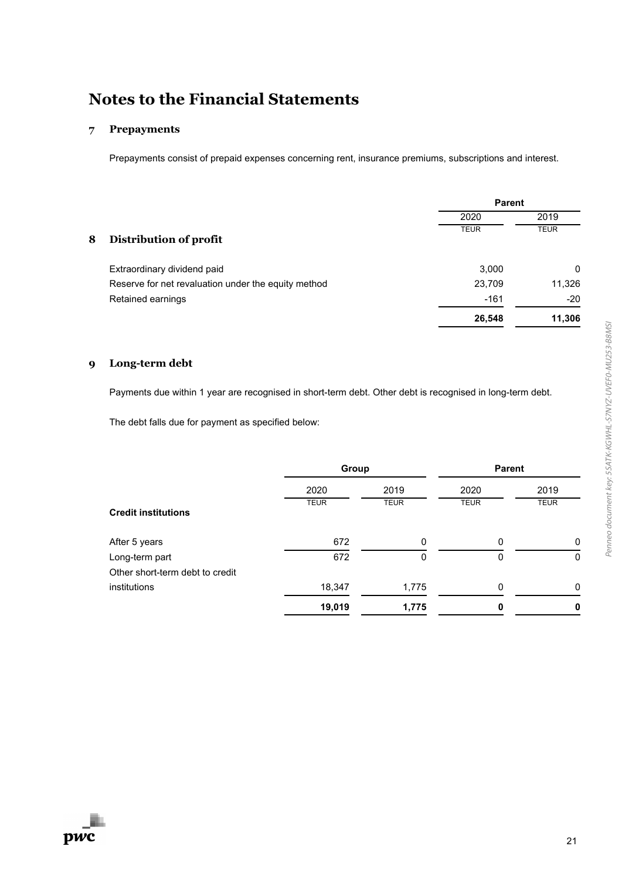# Notes to the Financial Statements

## 7 Prepayments

Prepayments consist of prepaid expenses concerning rent, insurance premiums, subscriptions and interest.

## 8 Distribution of profit

| | Parent | |
|---|---|---|
| | 2020 | 2019 |
| | TEUR | TEUR |
| Extraordinary dividend paid | 3,000 | 0 |
| Reserve for net revaluation under the equity method | 23,709 | 11,326 |
| Retained earnings | -161 | -20 |
| | **26,548** | **11,306** |

## 9 Long-term debt

Payments due within 1 year are recognised in short-term debt. Other debt is recognised in long-term debt.

The debt falls due for payment as specified below:

| | Group | | Parent | |
|---|---|---|---|---|
| | 2020 | 2019 | 2020 | 2019 |
| | TEUR | TEUR | TEUR | TEUR |
| **Credit institutions** | | | | |
| After 5 years | 672 | 0 | 0 | 0 |
| Long-term part | 672 | 0 | 0 | 0 |
| Other short-term debt to credit institutions | 18,347 | 1,775 | 0 | 0 |
| | **19,019** | **1,775** | **0** | **0** |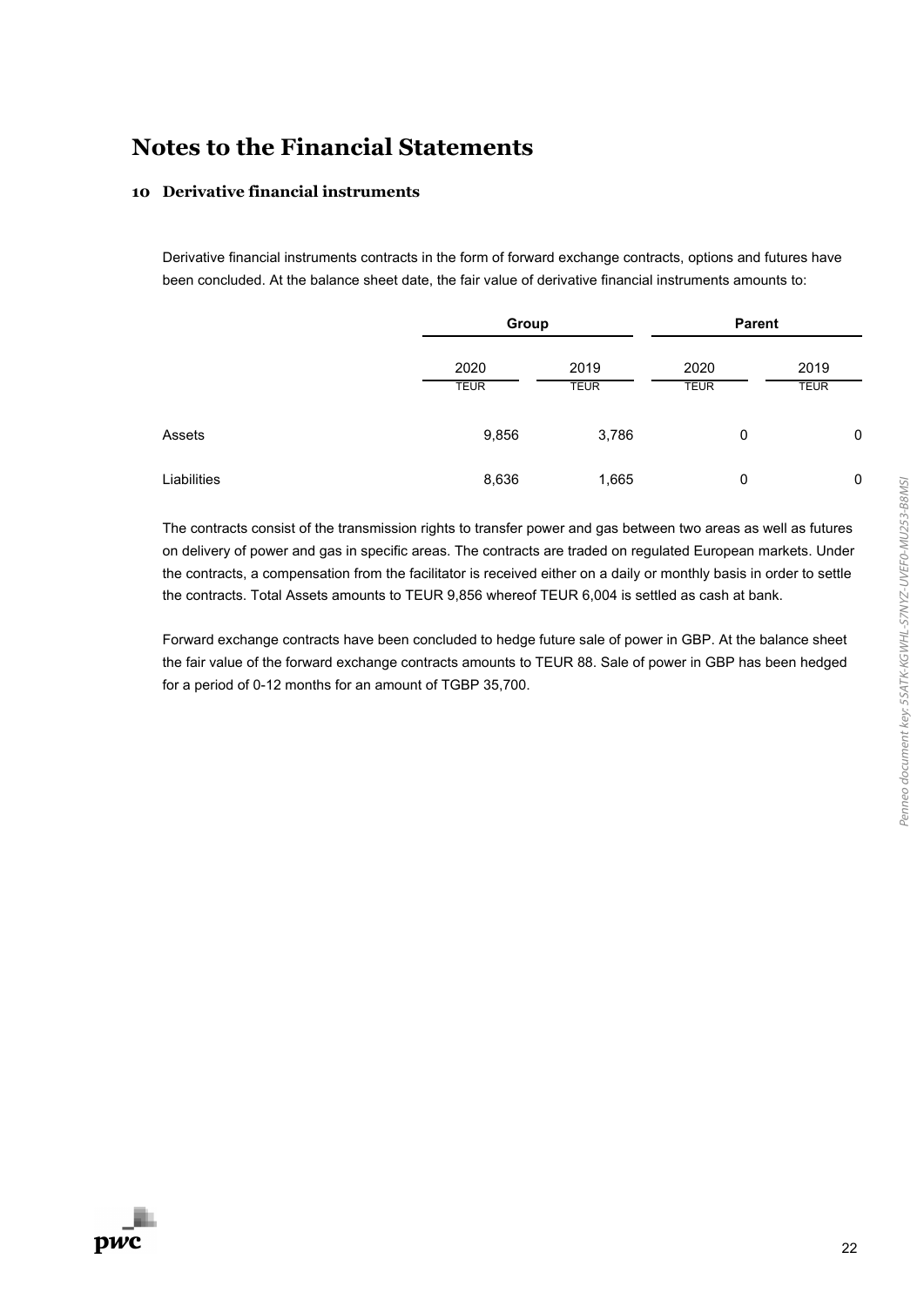# Notes to the Financial Statements

## 10 Derivative financial instruments

Derivative financial instruments contracts in the form of forward exchange contracts, options and futures have been concluded. At the balance sheet date, the fair value of derivative financial instruments amounts to:

| | Group | | Parent | |
|---|---|---|---|---|
| | 2020 | 2019 | 2020 | 2019 |
| | TEUR | TEUR | TEUR | TEUR |
| Assets | 9,856 | 3,786 | 0 | 0 |
| Liabilities | 8,636 | 1,665 | 0 | 0 |

The contracts consist of the transmission rights to transfer power and gas between two areas as well as futures on delivery of power and gas in specific areas. The contracts are traded on regulated European markets. Under the contracts, a compensation from the facilitator is received either on a daily or monthly basis in order to settle the contracts. Total Assets amounts to TEUR 9,856 whereof TEUR 6,004 is settled as cash at bank.

Forward exchange contracts have been concluded to hedge future sale of power in GBP. At the balance sheet the fair value of the forward exchange contracts amounts to TEUR 88. Sale of power in GBP has been hedged for a period of 0-12 months for an amount of TGBP 35,700.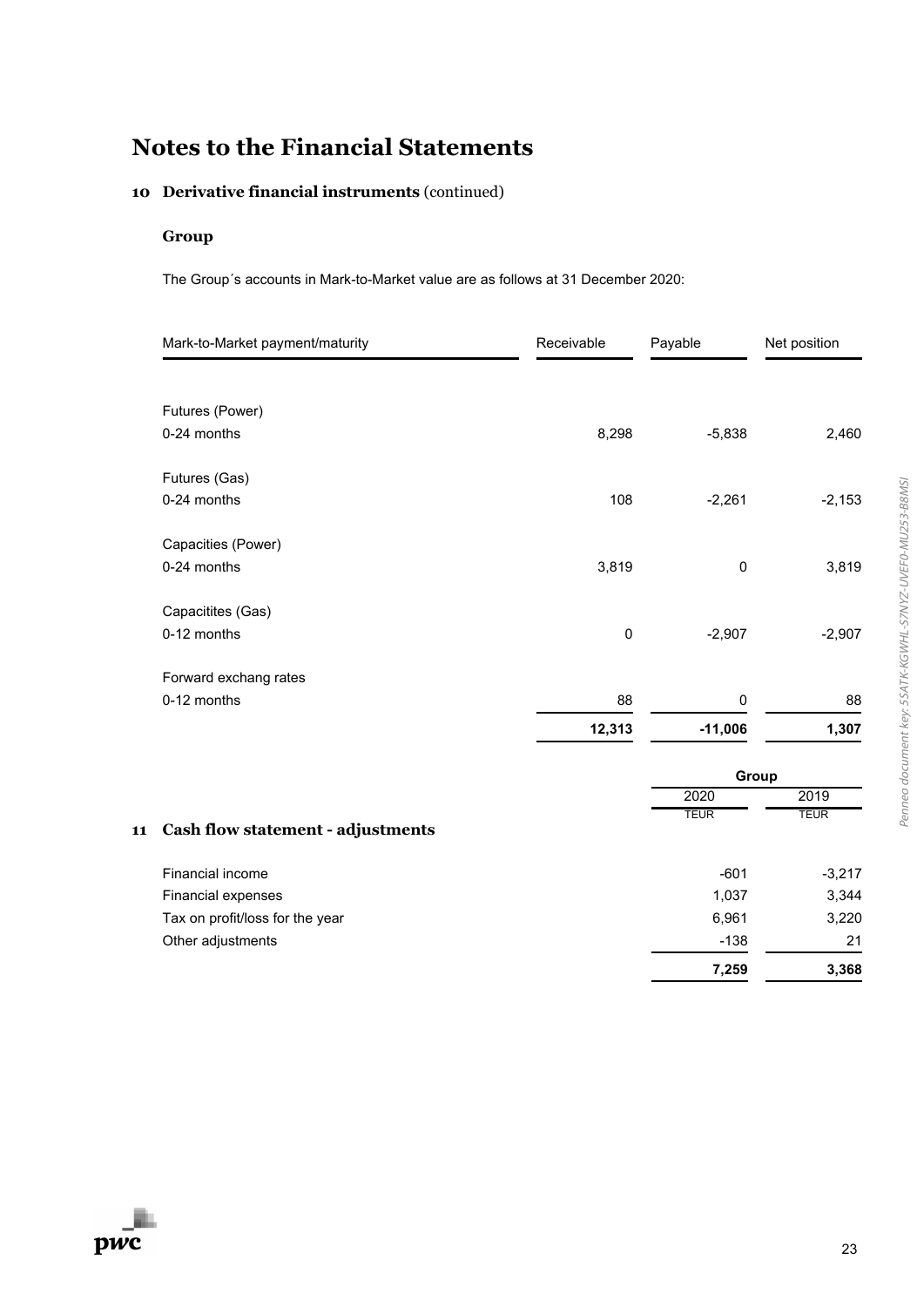# Notes to the Financial Statements

## 10 Derivative financial instruments (continued)

### Group

The Group´s accounts in Mark-to-Market value are as follows at 31 December 2020:

| Mark-to-Market payment/maturity | Receivable | Payable | Net position |
|---|---|---|---|
| Futures (Power) | | | |
| 0-24 months | 8,298 | -5,838 | 2,460 |
| Futures (Gas) | | | |
| 0-24 months | 108 | -2,261 | -2,153 |
| Capacities (Power) | | | |
| 0-24 months | 3,819 | 0 | 3,819 |
| Capacitites (Gas) | | | |
| 0-12 months | 0 | -2,907 | -2,907 |
| Forward exchang rates | | | |
| 0-12 months | 88 | 0 | 88 |
| | **12,313** | **-11,006** | **1,307** |

## 11 Cash flow statement - adjustments

| | Group | |
|---|---|---|
| | 2020 | 2019 |
| | TEUR | TEUR |
| Financial income | -601 | -3,217 |
| Financial expenses | 1,037 | 3,344 |
| Tax on profit/loss for the year | 6,961 | 3,220 |
| Other adjustments | -138 | 21 |
| | **7,259** | **3,368** |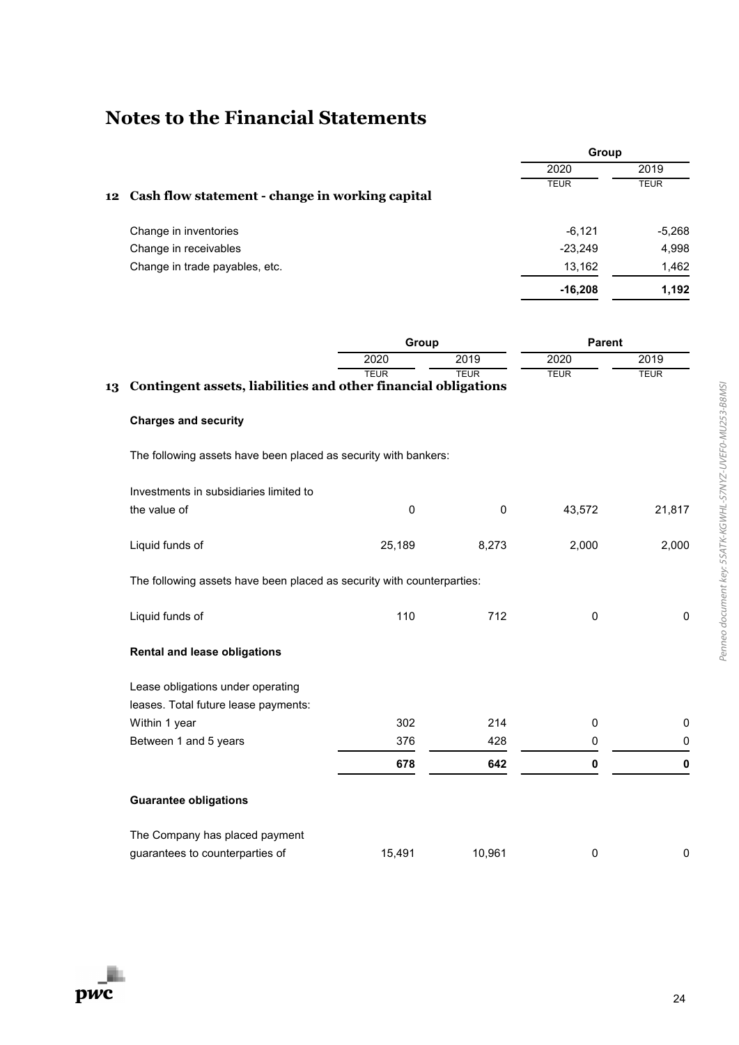# Notes to the Financial Statements

## 12 Cash flow statement - change in working capital

| | Group 2020 | Group 2019 |
|---|---|---|
| | TEUR | TEUR |
| Change in inventories | -6,121 | -5,268 |
| Change in receivables | -23,249 | 4,998 |
| Change in trade payables, etc. | 13,162 | 1,462 |
| | **-16,208** | **1,192** |

## 13 Contingent assets, liabilities and other financial obligations

| | Group | | Parent | |
|---|---|---|---|---|
| | 2020 | 2019 | 2020 | 2019 |
| | TEUR | TEUR | TEUR | TEUR |
| **Charges and security** | | | | |
| The following assets have been placed as security with bankers: | | | | |
| Investments in subsidiaries limited to the value of | 0 | 0 | 43,572 | 21,817 |
| Liquid funds of | 25,189 | 8,273 | 2,000 | 2,000 |
| The following assets have been placed as security with counterparties: | | | | |
| Liquid funds of | 110 | 712 | 0 | 0 |
| **Rental and lease obligations** | | | | |
| Lease obligations under operating leases. Total future lease payments: | | | | |
| Within 1 year | 302 | 214 | 0 | 0 |
| Between 1 and 5 years | 376 | 428 | 0 | 0 |
| | **678** | **642** | **0** | **0** |
| **Guarantee obligations** | | | | |
| The Company has placed payment guarantees to counterparties of | 15,491 | 10,961 | 0 | 0 |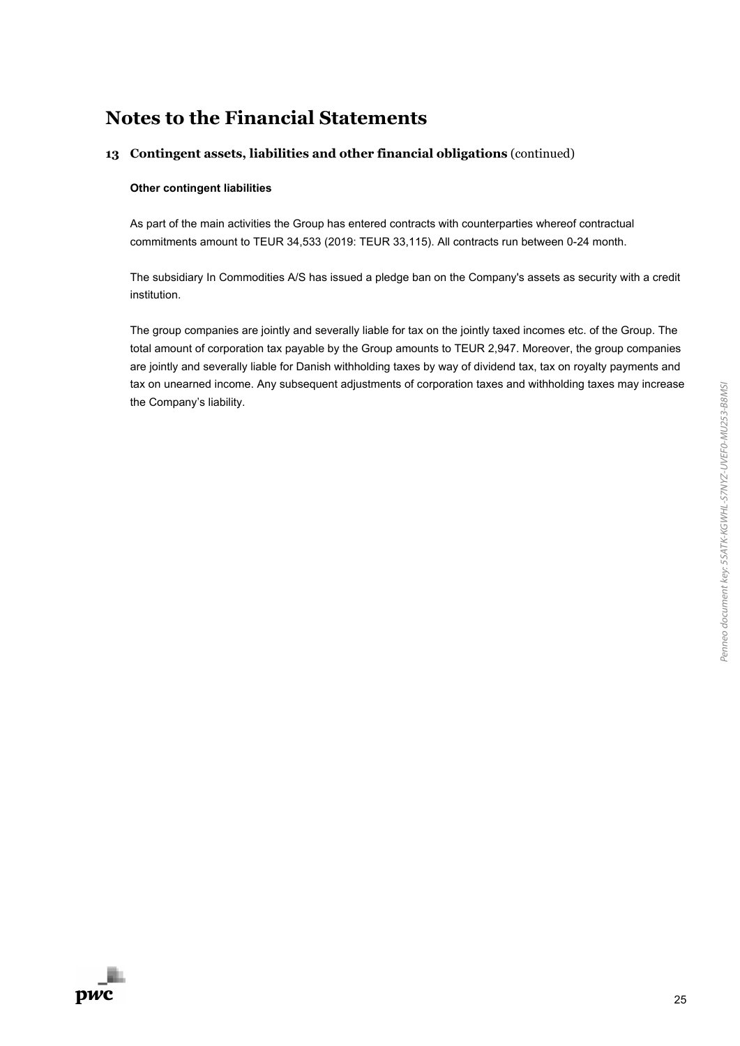# Notes to the Financial Statements

## 13 Contingent assets, liabilities and other financial obligations (continued)

**Other contingent liabilities**

As part of the main activities the Group has entered contracts with counterparties whereof contractual commitments amount to TEUR 34,533 (2019: TEUR 33,115). All contracts run between 0-24 month.

The subsidiary In Commodities A/S has issued a pledge ban on the Company's assets as security with a credit institution.

The group companies are jointly and severally liable for tax on the jointly taxed incomes etc. of the Group. The total amount of corporation tax payable by the Group amounts to TEUR 2,947. Moreover, the group companies are jointly and severally liable for Danish withholding taxes by way of dividend tax, tax on royalty payments and tax on unearned income. Any subsequent adjustments of corporation taxes and withholding taxes may increase the Company's liability.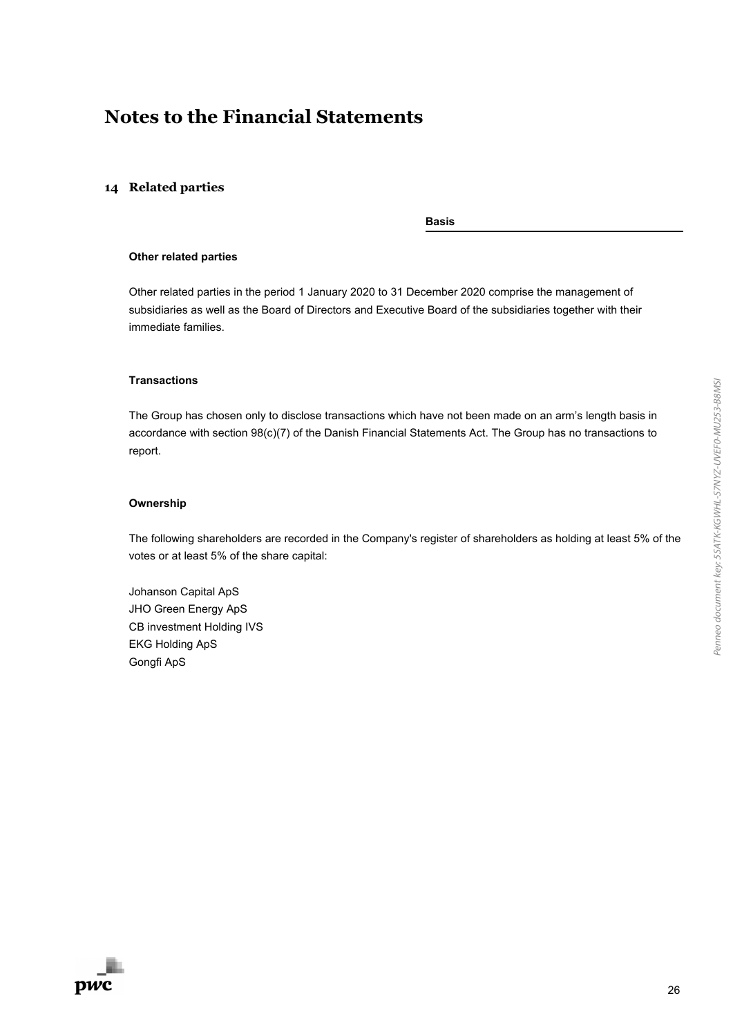# Notes to the Financial Statements

## 14 Related parties

**Basis**

**Other related parties**

Other related parties in the period 1 January 2020 to 31 December 2020 comprise the management of subsidiaries as well as the Board of Directors and Executive Board of the subsidiaries together with their immediate families.

**Transactions**

The Group has chosen only to disclose transactions which have not been made on an arm's length basis in accordance with section 98(c)(7) of the Danish Financial Statements Act. The Group has no transactions to report.

**Ownership**

The following shareholders are recorded in the Company's register of shareholders as holding at least 5% of the votes or at least 5% of the share capital:

Johanson Capital ApS
JHO Green Energy ApS
CB investment Holding IVS
EKG Holding ApS
Gongfi ApS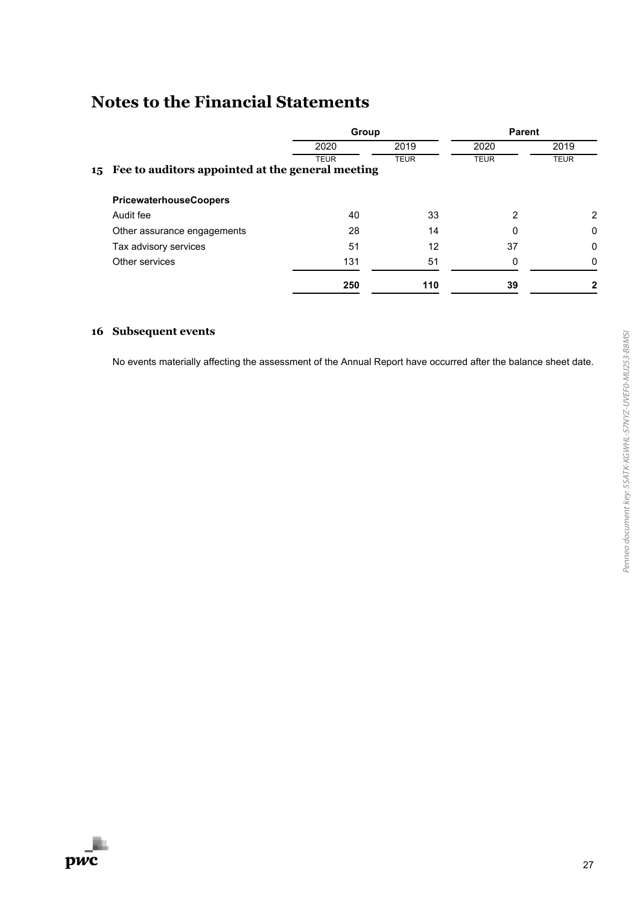# Notes to the Financial Statements

| | Group | | Parent | |
|---|---|---|---|---|
| | 2020 | 2019 | 2020 | 2019 |
| | TEUR | TEUR | TEUR | TEUR |
| **15 Fee to auditors appointed at the general meeting** | | | | |
| **PricewaterhouseCoopers** | | | | |
| Audit fee | 40 | 33 | 2 | 2 |
| Other assurance engagements | 28 | 14 | 0 | 0 |
| Tax advisory services | 51 | 12 | 37 | 0 |
| Other services | 131 | 51 | 0 | 0 |
| | **250** | **110** | **39** | **2** |

## 16 Subsequent events

No events materially affecting the assessment of the Annual Report have occurred after the balance sheet date.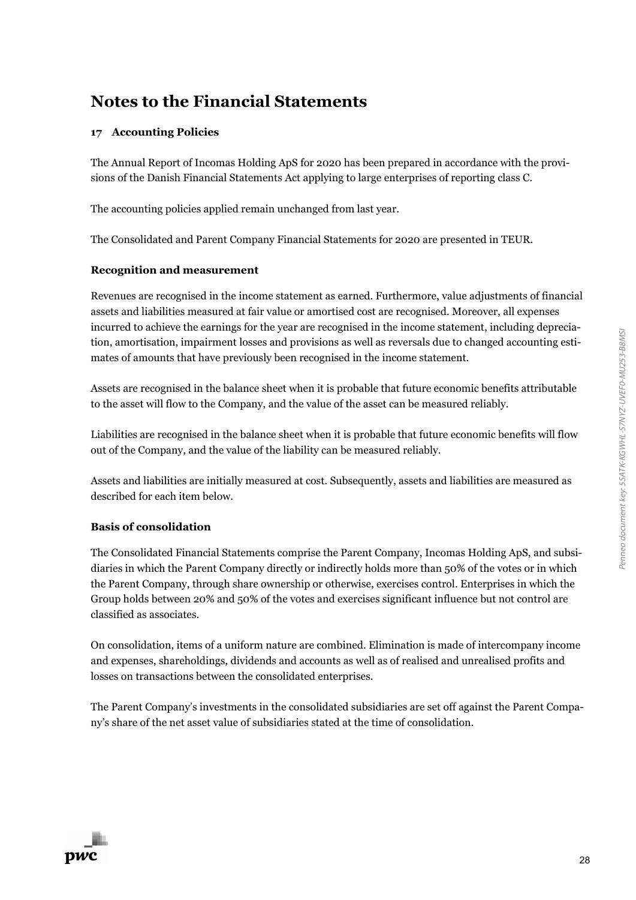# Notes to the Financial Statements

## 17 Accounting Policies

The Annual Report of Incomas Holding ApS for 2020 has been prepared in accordance with the provisions of the Danish Financial Statements Act applying to large enterprises of reporting class C.

The accounting policies applied remain unchanged from last year.

The Consolidated and Parent Company Financial Statements for 2020 are presented in TEUR.

### Recognition and measurement

Revenues are recognised in the income statement as earned. Furthermore, value adjustments of financial assets and liabilities measured at fair value or amortised cost are recognised. Moreover, all expenses incurred to achieve the earnings for the year are recognised in the income statement, including depreciation, amortisation, impairment losses and provisions as well as reversals due to changed accounting estimates of amounts that have previously been recognised in the income statement.

Assets are recognised in the balance sheet when it is probable that future economic benefits attributable to the asset will flow to the Company, and the value of the asset can be measured reliably.

Liabilities are recognised in the balance sheet when it is probable that future economic benefits will flow out of the Company, and the value of the liability can be measured reliably.

Assets and liabilities are initially measured at cost. Subsequently, assets and liabilities are measured as described for each item below.

### Basis of consolidation

The Consolidated Financial Statements comprise the Parent Company, Incomas Holding ApS, and subsidiaries in which the Parent Company directly or indirectly holds more than 50% of the votes or in which the Parent Company, through share ownership or otherwise, exercises control. Enterprises in which the Group holds between 20% and 50% of the votes and exercises significant influence but not control are classified as associates.

On consolidation, items of a uniform nature are combined. Elimination is made of intercompany income and expenses, shareholdings, dividends and accounts as well as of realised and unrealised profits and losses on transactions between the consolidated enterprises.

The Parent Company's investments in the consolidated subsidiaries are set off against the Parent Company's share of the net asset value of subsidiaries stated at the time of consolidation.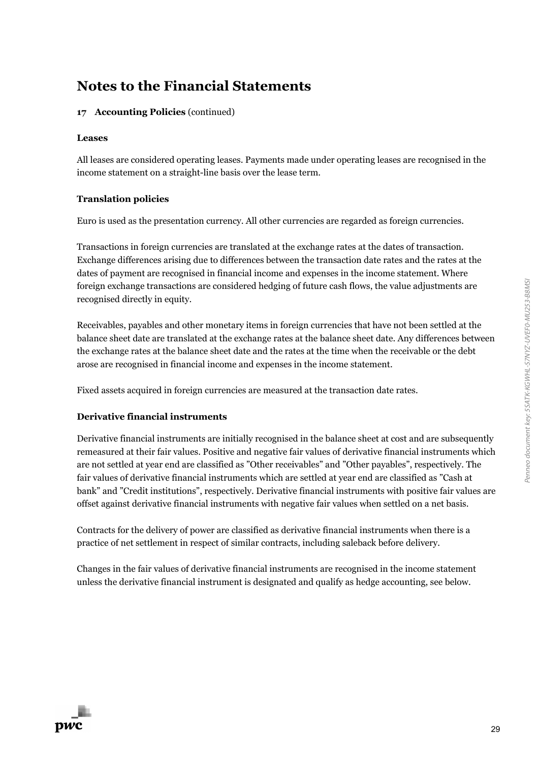# Notes to the Financial Statements

**17 Accounting Policies** (continued)

**Leases**

All leases are considered operating leases. Payments made under operating leases are recognised in the income statement on a straight-line basis over the lease term.

**Translation policies**

Euro is used as the presentation currency. All other currencies are regarded as foreign currencies.

Transactions in foreign currencies are translated at the exchange rates at the dates of transaction. Exchange differences arising due to differences between the transaction date rates and the rates at the dates of payment are recognised in financial income and expenses in the income statement. Where foreign exchange transactions are considered hedging of future cash flows, the value adjustments are recognised directly in equity.

Receivables, payables and other monetary items in foreign currencies that have not been settled at the balance sheet date are translated at the exchange rates at the balance sheet date. Any differences between the exchange rates at the balance sheet date and the rates at the time when the receivable or the debt arose are recognised in financial income and expenses in the income statement.

Fixed assets acquired in foreign currencies are measured at the transaction date rates.

**Derivative financial instruments**

Derivative financial instruments are initially recognised in the balance sheet at cost and are subsequently remeasured at their fair values. Positive and negative fair values of derivative financial instruments which are not settled at year end are classified as ”Other receivables” and ”Other payables”, respectively. The fair values of derivative financial instruments which are settled at year end are classified as ”Cash at bank” and ”Credit institutions”, respectively. Derivative financial instruments with positive fair values are offset against derivative financial instruments with negative fair values when settled on a net basis.

Contracts for the delivery of power are classified as derivative financial instruments when there is a practice of net settlement in respect of similar contracts, including saleback before delivery.

Changes in the fair values of derivative financial instruments are recognised in the income statement unless the derivative financial instrument is designated and qualify as hedge accounting, see below.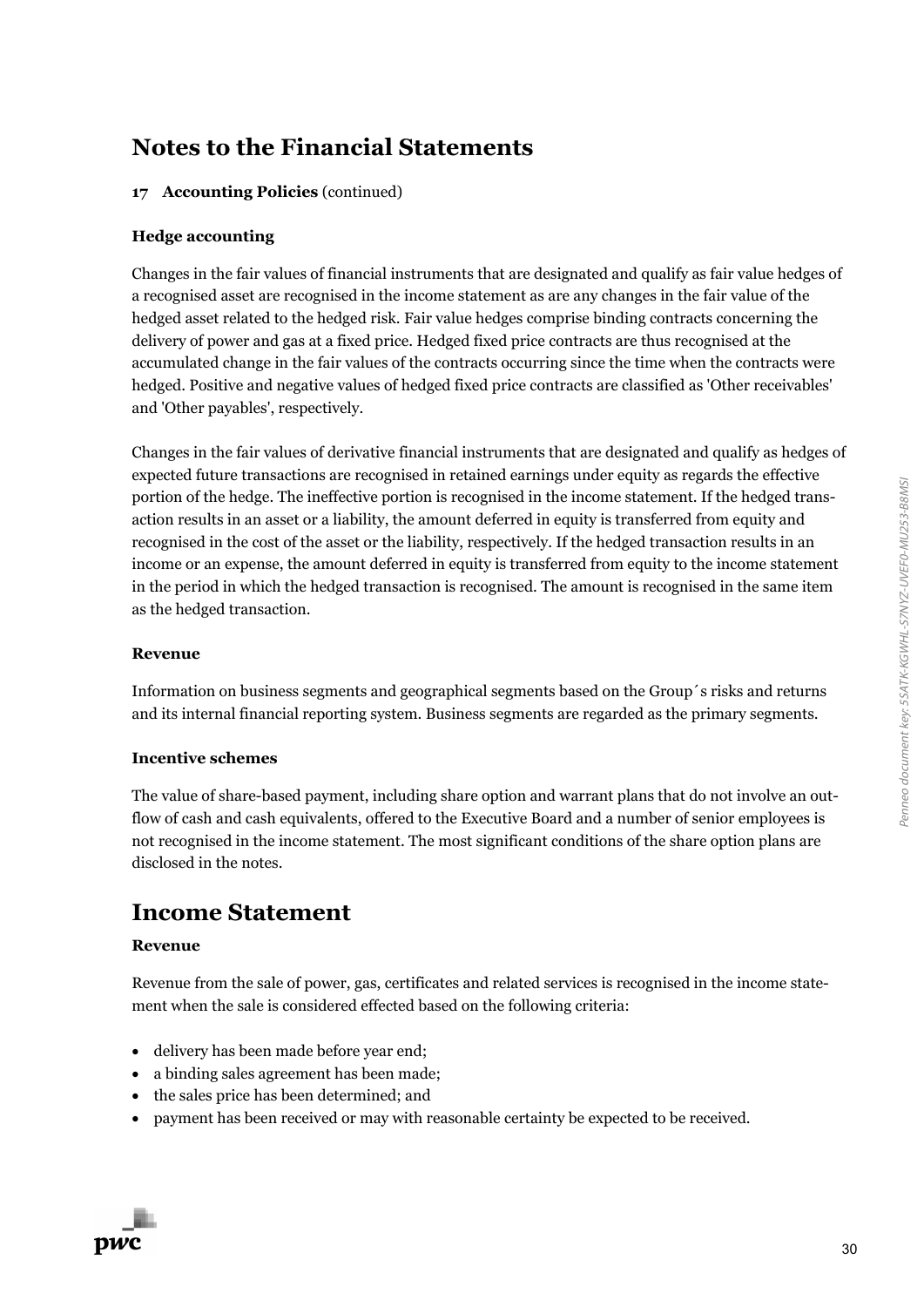# Notes to the Financial Statements

**17 Accounting Policies** (continued)

### Hedge accounting

Changes in the fair values of financial instruments that are designated and qualify as fair value hedges of a recognised asset are recognised in the income statement as are any changes in the fair value of the hedged asset related to the hedged risk. Fair value hedges comprise binding contracts concerning the delivery of power and gas at a fixed price. Hedged fixed price contracts are thus recognised at the accumulated change in the fair values of the contracts occurring since the time when the contracts were hedged. Positive and negative values of hedged fixed price contracts are classified as 'Other receivables' and 'Other payables', respectively.

Changes in the fair values of derivative financial instruments that are designated and qualify as hedges of expected future transactions are recognised in retained earnings under equity as regards the effective portion of the hedge. The ineffective portion is recognised in the income statement. If the hedged transaction results in an asset or a liability, the amount deferred in equity is transferred from equity and recognised in the cost of the asset or the liability, respectively. If the hedged transaction results in an income or an expense, the amount deferred in equity is transferred from equity to the income statement in the period in which the hedged transaction is recognised. The amount is recognised in the same item as the hedged transaction.

### Revenue

Information on business segments and geographical segments based on the Group´s risks and returns and its internal financial reporting system. Business segments are regarded as the primary segments.

### Incentive schemes

The value of share-based payment, including share option and warrant plans that do not involve an outflow of cash and cash equivalents, offered to the Executive Board and a number of senior employees is not recognised in the income statement. The most significant conditions of the share option plans are disclosed in the notes.

# Income Statement

### Revenue

Revenue from the sale of power, gas, certificates and related services is recognised in the income statement when the sale is considered effected based on the following criteria:

- delivery has been made before year end;
- a binding sales agreement has been made;
- the sales price has been determined; and
- payment has been received or may with reasonable certainty be expected to be received.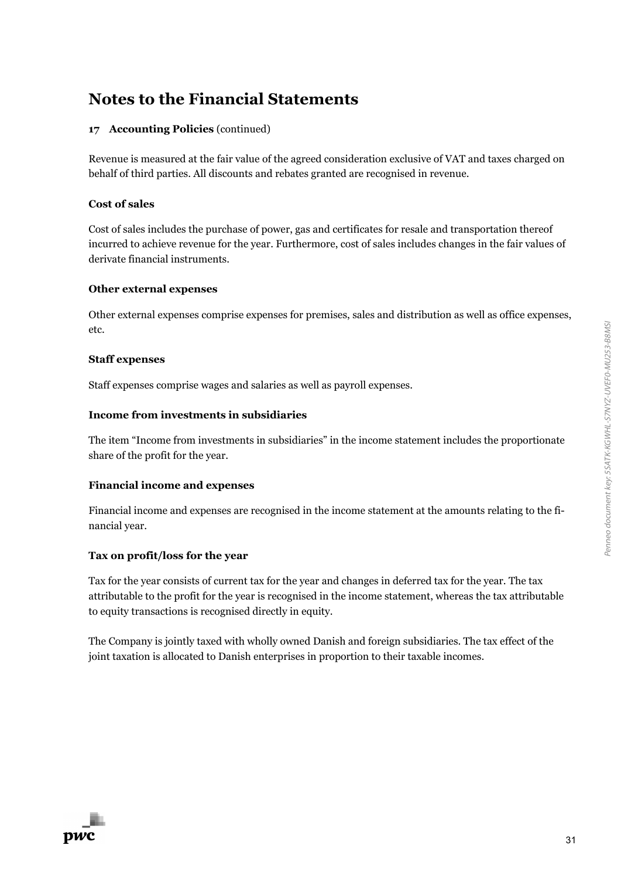# Notes to the Financial Statements

**17 Accounting Policies** (continued)

Revenue is measured at the fair value of the agreed consideration exclusive of VAT and taxes charged on behalf of third parties. All discounts and rebates granted are recognised in revenue.

**Cost of sales**

Cost of sales includes the purchase of power, gas and certificates for resale and transportation thereof incurred to achieve revenue for the year. Furthermore, cost of sales includes changes in the fair values of derivate financial instruments.

**Other external expenses**

Other external expenses comprise expenses for premises, sales and distribution as well as office expenses, etc.

**Staff expenses**

Staff expenses comprise wages and salaries as well as payroll expenses.

**Income from investments in subsidiaries**

The item "Income from investments in subsidiaries" in the income statement includes the proportionate share of the profit for the year.

**Financial income and expenses**

Financial income and expenses are recognised in the income statement at the amounts relating to the financial year.

**Tax on profit/loss for the year**

Tax for the year consists of current tax for the year and changes in deferred tax for the year. The tax attributable to the profit for the year is recognised in the income statement, whereas the tax attributable to equity transactions is recognised directly in equity.

The Company is jointly taxed with wholly owned Danish and foreign subsidiaries. The tax effect of the joint taxation is allocated to Danish enterprises in proportion to their taxable incomes.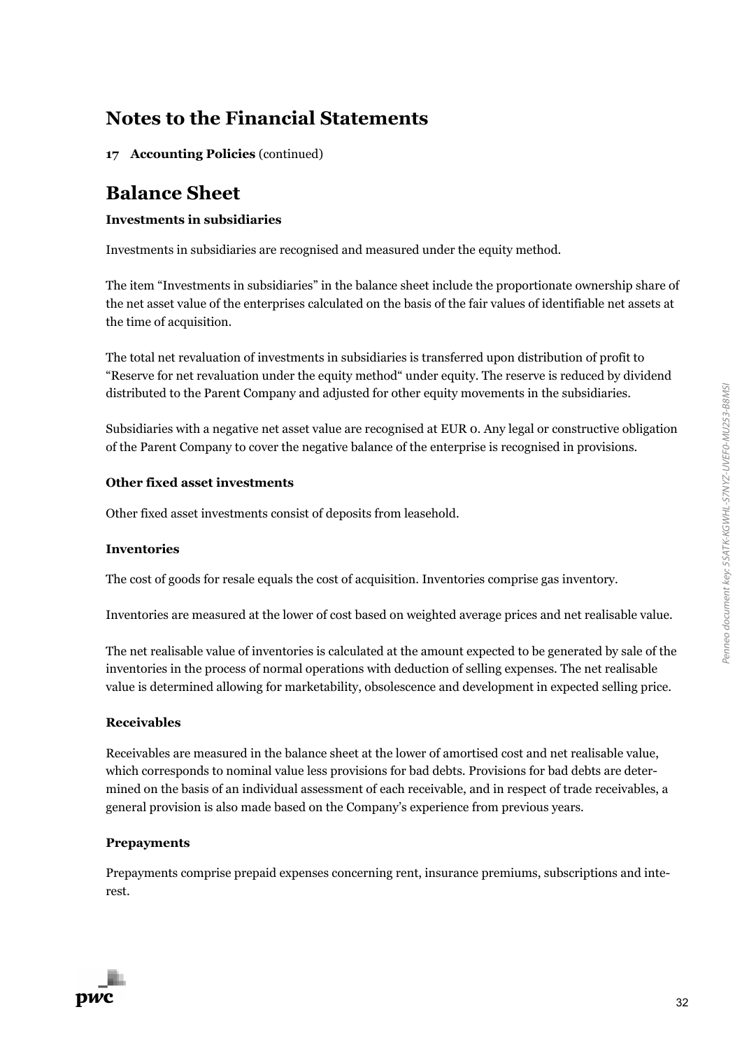# Notes to the Financial Statements

**17 Accounting Policies** (continued)

# Balance Sheet

**Investments in subsidiaries**

Investments in subsidiaries are recognised and measured under the equity method.

The item "Investments in subsidiaries" in the balance sheet include the proportionate ownership share of the net asset value of the enterprises calculated on the basis of the fair values of identifiable net assets at the time of acquisition.

The total net revaluation of investments in subsidiaries is transferred upon distribution of profit to "Reserve for net revaluation under the equity method" under equity. The reserve is reduced by dividend distributed to the Parent Company and adjusted for other equity movements in the subsidiaries.

Subsidiaries with a negative net asset value are recognised at EUR 0. Any legal or constructive obligation of the Parent Company to cover the negative balance of the enterprise is recognised in provisions.

**Other fixed asset investments**

Other fixed asset investments consist of deposits from leasehold.

**Inventories**

The cost of goods for resale equals the cost of acquisition. Inventories comprise gas inventory.

Inventories are measured at the lower of cost based on weighted average prices and net realisable value.

The net realisable value of inventories is calculated at the amount expected to be generated by sale of the inventories in the process of normal operations with deduction of selling expenses. The net realisable value is determined allowing for marketability, obsolescence and development in expected selling price.

**Receivables**

Receivables are measured in the balance sheet at the lower of amortised cost and net realisable value, which corresponds to nominal value less provisions for bad debts. Provisions for bad debts are determined on the basis of an individual assessment of each receivable, and in respect of trade receivables, a general provision is also made based on the Company's experience from previous years.

**Prepayments**

Prepayments comprise prepaid expenses concerning rent, insurance premiums, subscriptions and interest.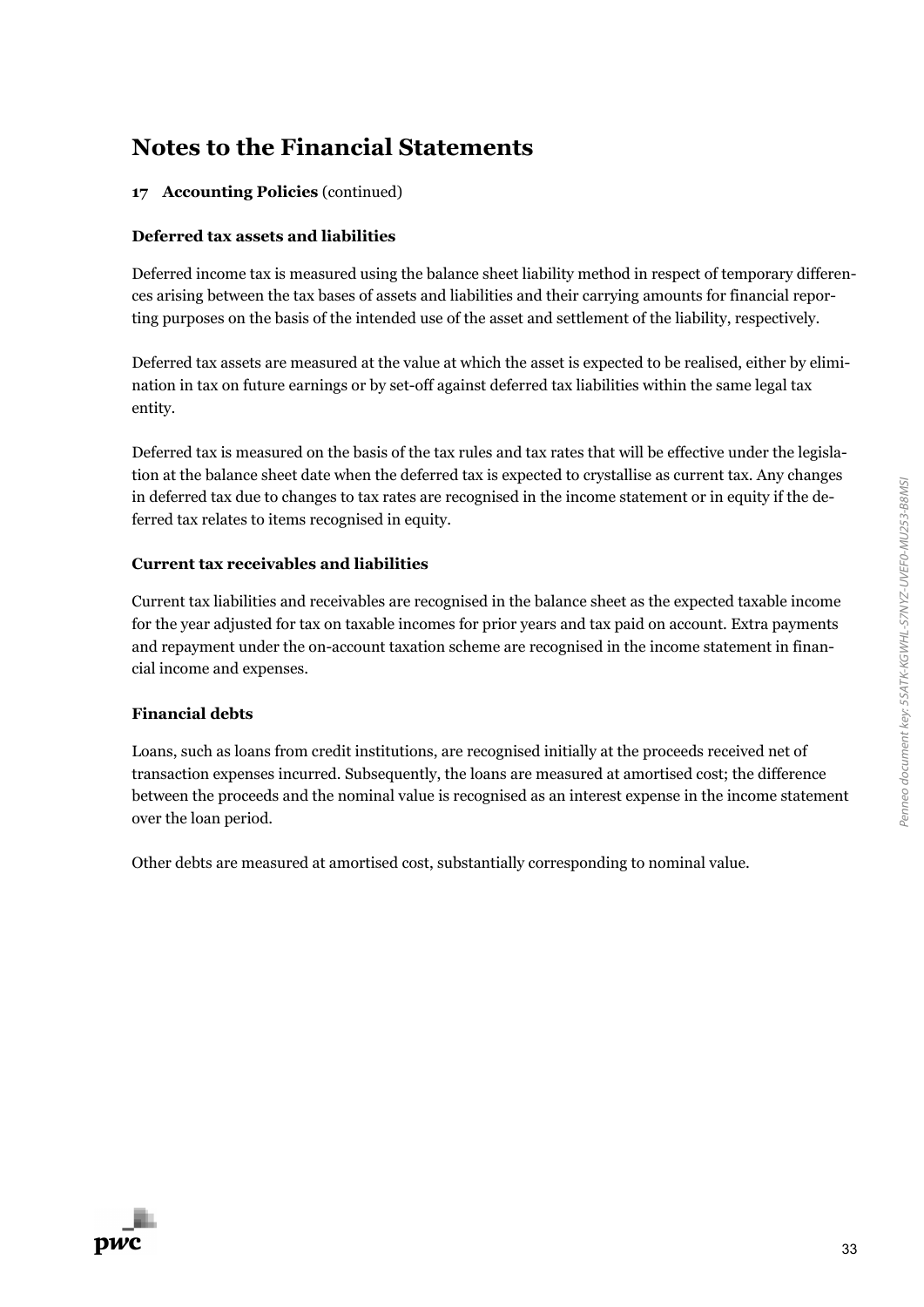# Notes to the Financial Statements

**17 Accounting Policies** (continued)

### Deferred tax assets and liabilities

Deferred income tax is measured using the balance sheet liability method in respect of temporary differences arising between the tax bases of assets and liabilities and their carrying amounts for financial reporting purposes on the basis of the intended use of the asset and settlement of the liability, respectively.

Deferred tax assets are measured at the value at which the asset is expected to be realised, either by elimination in tax on future earnings or by set-off against deferred tax liabilities within the same legal tax entity.

Deferred tax is measured on the basis of the tax rules and tax rates that will be effective under the legislation at the balance sheet date when the deferred tax is expected to crystallise as current tax. Any changes in deferred tax due to changes to tax rates are recognised in the income statement or in equity if the deferred tax relates to items recognised in equity.

### Current tax receivables and liabilities

Current tax liabilities and receivables are recognised in the balance sheet as the expected taxable income for the year adjusted for tax on taxable incomes for prior years and tax paid on account. Extra payments and repayment under the on-account taxation scheme are recognised in the income statement in financial income and expenses.

### Financial debts

Loans, such as loans from credit institutions, are recognised initially at the proceeds received net of transaction expenses incurred. Subsequently, the loans are measured at amortised cost; the difference between the proceeds and the nominal value is recognised as an interest expense in the income statement over the loan period.

Other debts are measured at amortised cost, substantially corresponding to nominal value.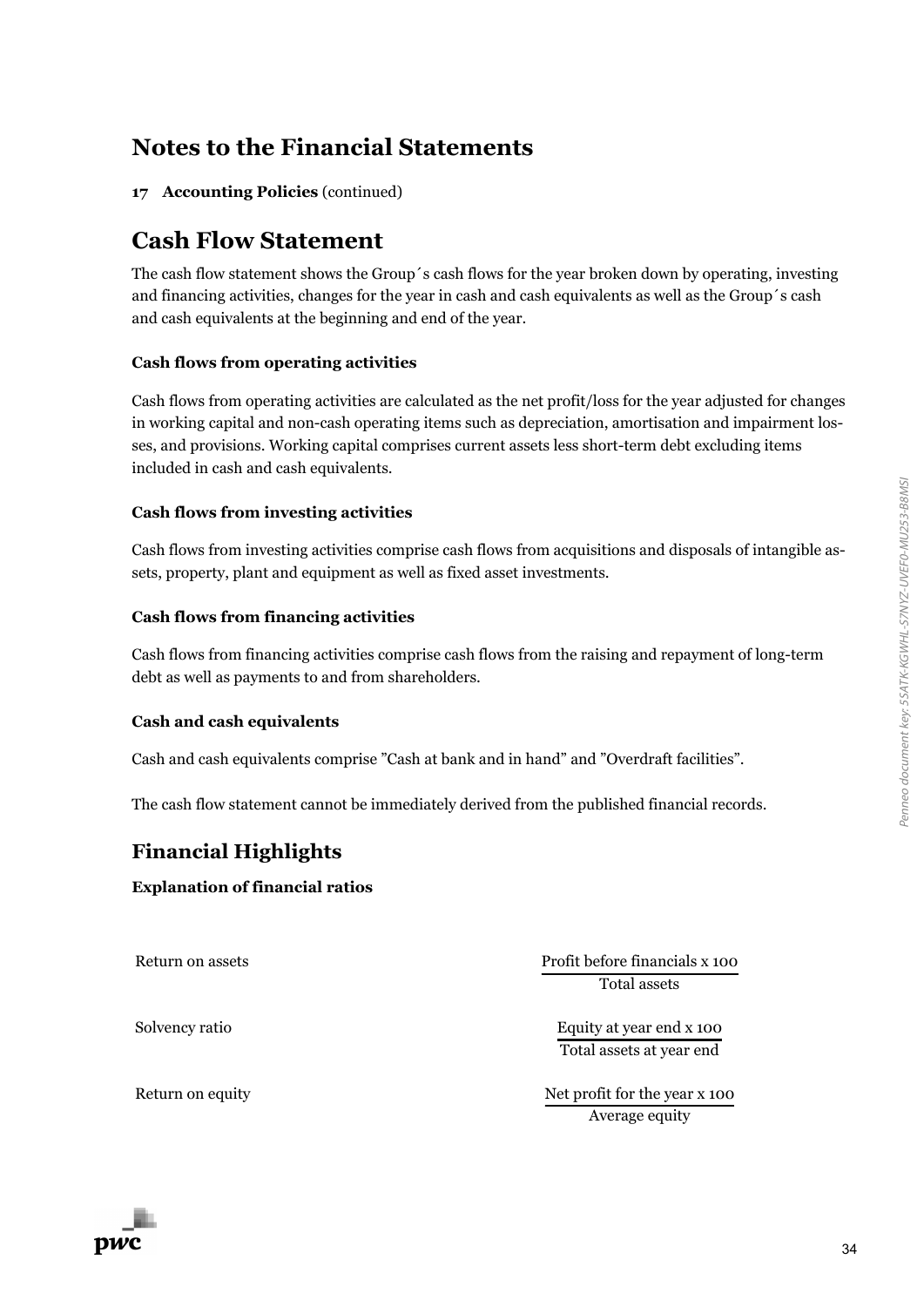# Notes to the Financial Statements

**17 Accounting Policies** (continued)

## Cash Flow Statement

The cash flow statement shows the Group´s cash flows for the year broken down by operating, investing and financing activities, changes for the year in cash and cash equivalents as well as the Group´s cash and cash equivalents at the beginning and end of the year.

### Cash flows from operating activities

Cash flows from operating activities are calculated as the net profit/loss for the year adjusted for changes in working capital and non-cash operating items such as depreciation, amortisation and impairment losses, and provisions. Working capital comprises current assets less short-term debt excluding items included in cash and cash equivalents.

### Cash flows from investing activities

Cash flows from investing activities comprise cash flows from acquisitions and disposals of intangible assets, property, plant and equipment as well as fixed asset investments.

### Cash flows from financing activities

Cash flows from financing activities comprise cash flows from the raising and repayment of long-term debt as well as payments to and from shareholders.

### Cash and cash equivalents

Cash and cash equivalents comprise "Cash at bank and in hand" and "Overdraft facilities".

The cash flow statement cannot be immediately derived from the published financial records.

## Financial Highlights

### Explanation of financial ratios

| | |
|---|---|
| Return on assets | $\frac{\text{Profit before financials x 100}}{\text{Total assets}}$ |
| Solvency ratio | $\frac{\text{Equity at year end x 100}}{\text{Total assets at year end}}$ |
| Return on equity | $\frac{\text{Net profit for the year x 100}}{\text{Average equity}}$ |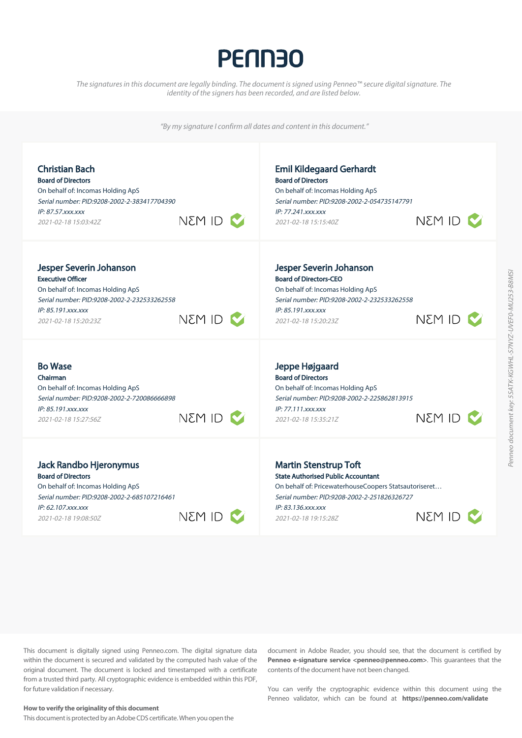# PENN30

*The signatures in this document are legally binding. The document is signed using Penneo™ secure digital signature. The identity of the signers has been recorded, and are listed below.*

*"By my signature I confirm all dates and content in this document."*

**Christian Bach**
**Board of Directors**
On behalf of: Incomas Holding ApS
*Serial number: PID:9208-2002-2-383417704390*
*IP: 87.57.xxx.xxx*
*2021-02-18 15:03:42Z*
NEM ID

**Emil Kildegaard Gerhardt**
**Board of Directors**
On behalf of: Incomas Holding ApS
*Serial number: PID:9208-2002-2-054735147791*
*IP: 77.241.xxx.xxx*
*2021-02-18 15:15:40Z*
NEM ID

**Jesper Severin Johanson**
**Executive Officer**
On behalf of: Incomas Holding ApS
*Serial number: PID:9208-2002-2-232533262558*
*IP: 85.191.xxx.xxx*
*2021-02-18 15:20:23Z*
NEM ID

**Jesper Severin Johanson**
**Board of Directors-CEO**
On behalf of: Incomas Holding ApS
*Serial number: PID:9208-2002-2-232533262558*
*IP: 85.191.xxx.xxx*
*2021-02-18 15:20:23Z*
NEM ID

**Bo Wase**
**Chairman**
On behalf of: Incomas Holding ApS
*Serial number: PID:9208-2002-2-720086666898*
*IP: 85.191.xxx.xxx*
*2021-02-18 15:27:56Z*
NEM ID

**Jeppe Højgaard**
**Board of Directors**
On behalf of: Incomas Holding ApS
*Serial number: PID:9208-2002-2-225862813915*
*IP: 77.111.xxx.xxx*
*2021-02-18 15:35:21Z*
NEM ID

**Jack Randbo Hjeronymus**
**Board of Directors**
On behalf of: Incomas Holding ApS
*Serial number: PID:9208-2002-2-685107216461*
*IP: 62.107.xxx.xxx*
*2021-02-18 19:08:50Z*
NEM ID

**Martin Stenstrup Toft**
**State Authorised Public Accountant**
On behalf of: PricewaterhouseCoopers Statsautoriseret…
*Serial number: PID:9208-2002-2-251826326727*
*IP: 83.136.xxx.xxx*
*2021-02-18 19:15:28Z*
NEM ID

*Penneo document key: 5SATK-KGWHL-S7NYZ-UVEF0-MU253-B8MSI*

This document is digitally signed using Penneo.com. The digital signature data within the document is secured and validated by the computed hash value of the original document. The document is locked and timestamped with a certificate from a trusted third party. All cryptographic evidence is embedded within this PDF, for future validation if necessary.

**How to verify the originality of this document**

This document is protected by an Adobe CDS certificate. When you open the document in Adobe Reader, you should see, that the document is certified by **Penneo e-signature service <penneo@penneo.com>**. This guarantees that the contents of the document have not been changed.

You can verify the cryptographic evidence within this document using the Penneo validator, which can be found at **https://penneo.com/validate**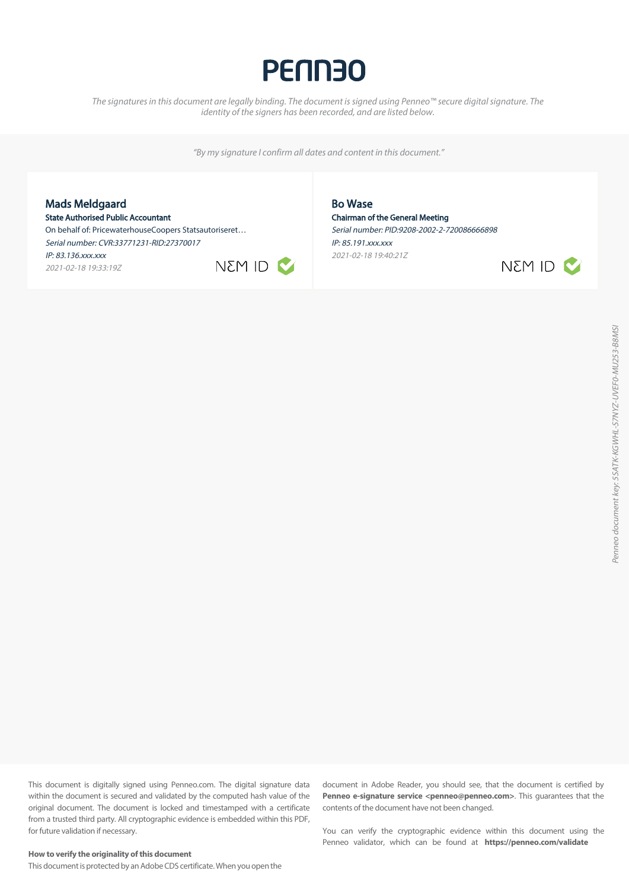# PENNEO

*The signatures in this document are legally binding. The document is signed using Penneo™ secure digital signature. The identity of the signers has been recorded, and are listed below.*

*"By my signature I confirm all dates and content in this document."*

**Mads Meldgaard**
**State Authorised Public Accountant**
On behalf of: PricewaterhouseCoopers Statsautoriseret…
*Serial number: CVR:33771231-RID:27370017*
*IP: 83.136.xxx.xxx*
*2021-02-18 19:33:19Z*

NEM ID

**Bo Wase**
**Chairman of the General Meeting**
*Serial number: PID:9208-2002-2-720086666898*
*IP: 85.191.xxx.xxx*
*2021-02-18 19:40:21Z*

NEM ID

*Penneo document key: 5SATK-KGWHL-S7NYZ-UVEF0-MU253-B8MSI*

This document is digitally signed using Penneo.com. The digital signature data within the document is secured and validated by the computed hash value of the original document. The document is locked and timestamped with a certificate from a trusted third party. All cryptographic evidence is embedded within this PDF, for future validation if necessary.

**How to verify the originality of this document**

This document is protected by an Adobe CDS certificate. When you open the document in Adobe Reader, you should see, that the document is certified by **Penneo e-signature service <penneo@penneo.com>**. This guarantees that the contents of the document have not been changed.

You can verify the cryptographic evidence within this document using the Penneo validator, which can be found at **https://penneo.com/validate**